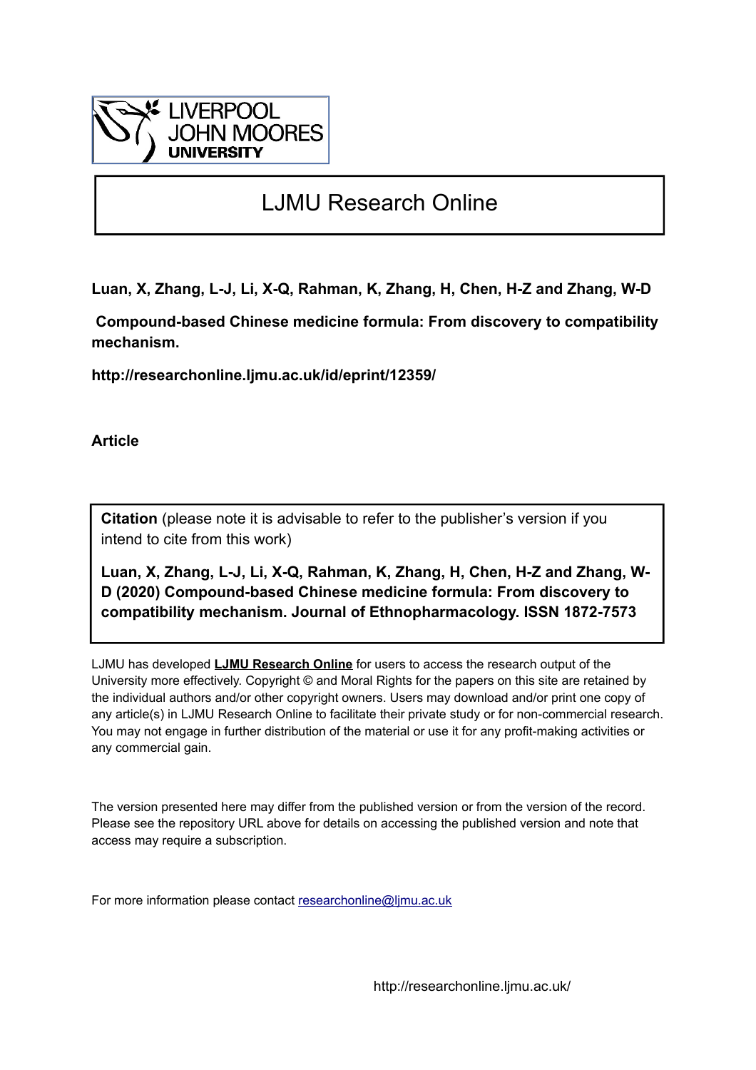# LJMU Research Online

**Luan, X, Zhang, L-J, Li, X-Q, Rahman, K, Zhang, H, Chen, H-Z and Zhang, W-D**

**Compound-based Chinese medicine formula: From discovery to compatibility mechanism.**

**http://researchonline.ljmu.ac.uk/id/eprint/12359/**

**Article**

**Citation** (please note it is advisable to refer to the publisher's version if you intend to cite from this work)

**Luan, X, Zhang, L-J, Li, X-Q, Rahman, K, Zhang, H, Chen, H-Z and Zhang, W-D (2020) Compound-based Chinese medicine formula: From discovery to compatibility mechanism. Journal of Ethnopharmacology. ISSN 1872-7573**

LJMU has developed **LJMU Research Online** for users to access the research output of the University more effectively. Copyright © and Moral Rights for the papers on this site are retained by the individual authors and/or other copyright owners. Users may download and/or print one copy of any article(s) in LJMU Research Online to facilitate their private study or for non-commercial research. You may not engage in further distribution of the material or use it for any profit-making activities or any commercial gain.

The version presented here may differ from the published version or from the version of the record. Please see the repository URL above for details on accessing the published version and note that access may require a subscription.

For more information please contact researchonline@ljmu.ac.uk

http://researchonline.ljmu.ac.uk/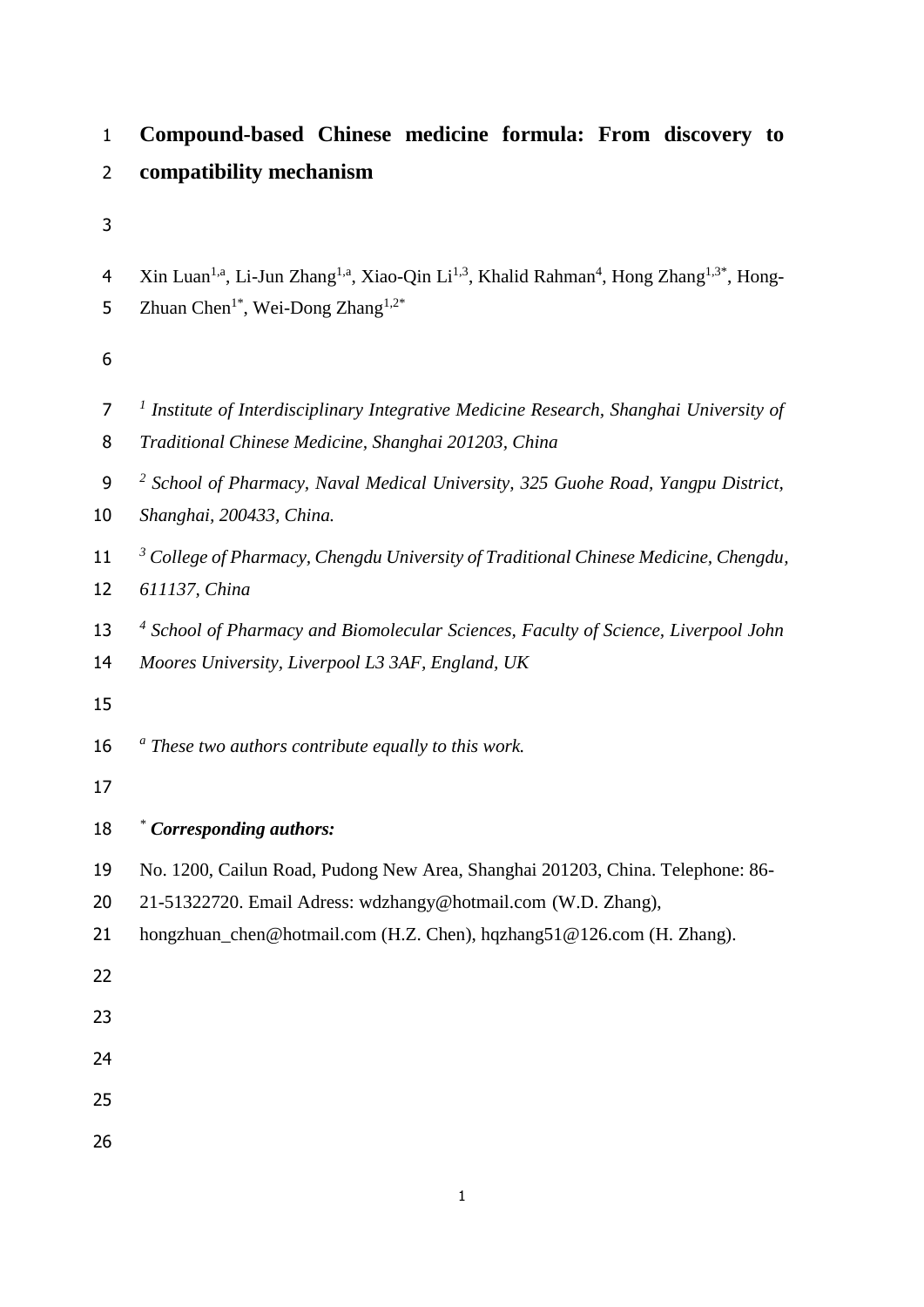# Compound-based Chinese medicine formula: From discovery to compatibility mechanism

Xin Luan[1,a], Li-Jun Zhang[1,a], Xiao-Qin Li[1,3], Khalid Rahman[4], Hong Zhang[1,3*], Hong-Zhuan Chen[1*], Wei-Dong Zhang[1,2*]

*[1] Institute of Interdisciplinary Integrative Medicine Research, Shanghai University of Traditional Chinese Medicine, Shanghai 201203, China*

*[2] School of Pharmacy, Naval Medical University, 325 Guohe Road, Yangpu District, Shanghai, 200433, China.*

*[3] College of Pharmacy, Chengdu University of Traditional Chinese Medicine, Chengdu, 611137, China*

*[4] School of Pharmacy and Biomolecular Sciences, Faculty of Science, Liverpool John Moores University, Liverpool L3 3AF, England, UK*

*[a] These two authors contribute equally to this work.*

*[*] **Corresponding authors:***

No. 1200, Cailun Road, Pudong New Area, Shanghai 201203, China. Telephone: 86-21-51322720. Email Adress: wdzhangy@hotmail.com (W.D. Zhang), hongzhuan_chen@hotmail.com (H.Z. Chen), hqzhang51@126.com (H. Zhang).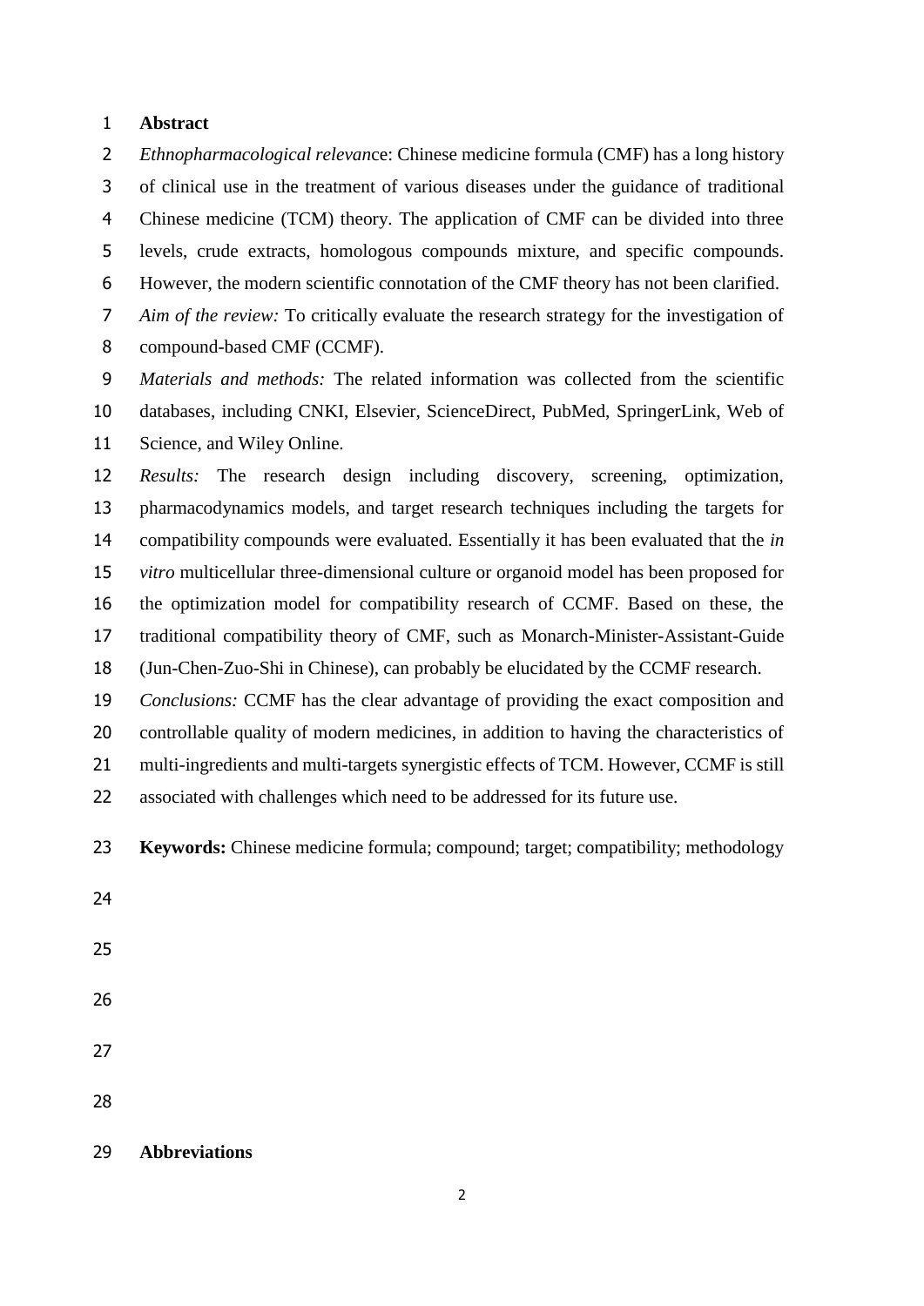# Abstract

*Ethnopharmacological relevance*: Chinese medicine formula (CMF) has a long history of clinical use in the treatment of various diseases under the guidance of traditional Chinese medicine (TCM) theory. The application of CMF can be divided into three levels, crude extracts, homologous compounds mixture, and specific compounds. However, the modern scientific connotation of the CMF theory has not been clarified.

*Aim of the review:* To critically evaluate the research strategy for the investigation of compound-based CMF (CCMF).

*Materials and methods:* The related information was collected from the scientific databases, including CNKI, Elsevier, ScienceDirect, PubMed, SpringerLink, Web of Science, and Wiley Online.

*Results:* The research design including discovery, screening, optimization, pharmacodynamics models, and target research techniques including the targets for compatibility compounds were evaluated. Essentially it has been evaluated that the *in vitro* multicellular three-dimensional culture or organoid model has been proposed for the optimization model for compatibility research of CCMF. Based on these, the traditional compatibility theory of CMF, such as Monarch-Minister-Assistant-Guide (Jun-Chen-Zuo-Shi in Chinese), can probably be elucidated by the CCMF research.

*Conclusions:* CCMF has the clear advantage of providing the exact composition and controllable quality of modern medicines, in addition to having the characteristics of multi-ingredients and multi-targets synergistic effects of TCM. However, CCMF is still associated with challenges which need to be addressed for its future use.

**Keywords:** Chinese medicine formula; compound; target; compatibility; methodology

# Abbreviations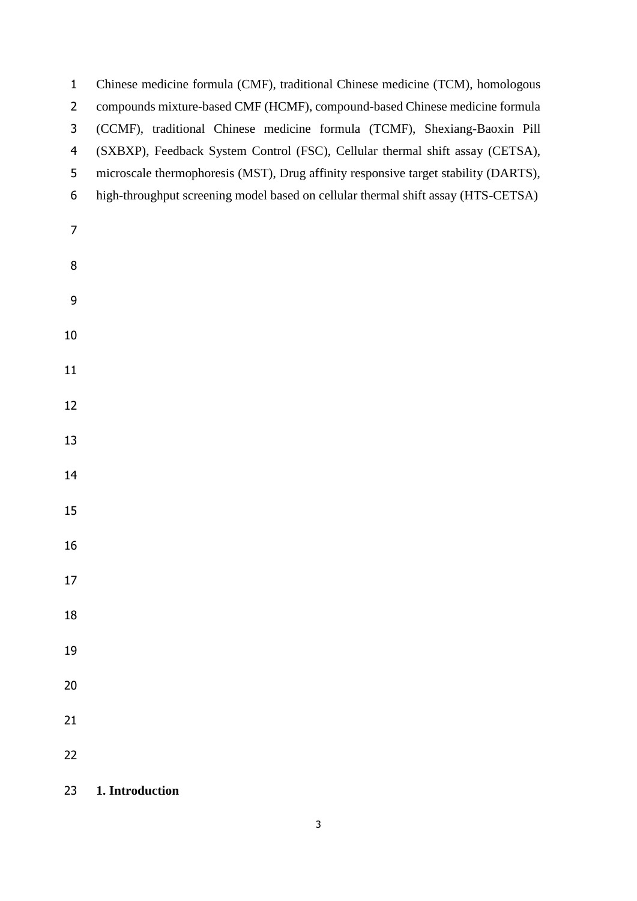Chinese medicine formula (CMF), traditional Chinese medicine (TCM), homologous compounds mixture-based CMF (HCMF), compound-based Chinese medicine formula (CCMF), traditional Chinese medicine formula (TCMF), Shexiang-Baoxin Pill (SXBXP), Feedback System Control (FSC), Cellular thermal shift assay (CETSA), microscale thermophoresis (MST), Drug affinity responsive target stability (DARTS), high-throughput screening model based on cellular thermal shift assay (HTS-CETSA)

## 1. Introduction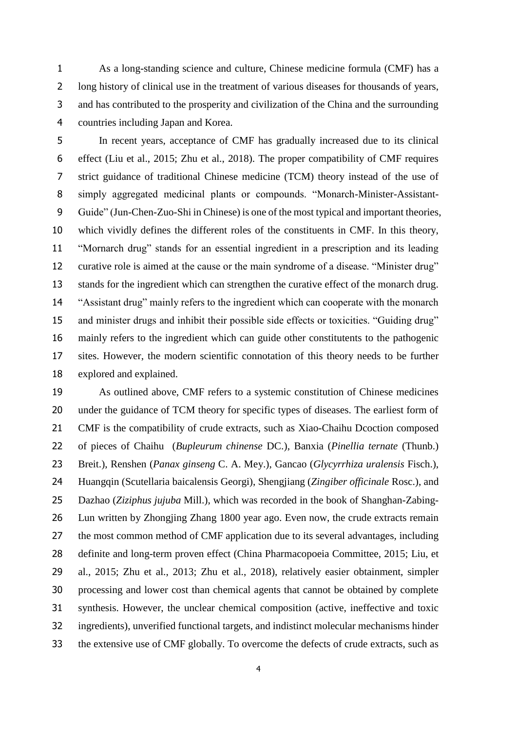As a long-standing science and culture, Chinese medicine formula (CMF) has a long history of clinical use in the treatment of various diseases for thousands of years, and has contributed to the prosperity and civilization of the China and the surrounding countries including Japan and Korea.

In recent years, acceptance of CMF has gradually increased due to its clinical effect (Liu et al., 2015; Zhu et al., 2018). The proper compatibility of CMF requires strict guidance of traditional Chinese medicine (TCM) theory instead of the use of simply aggregated medicinal plants or compounds. "Monarch-Minister-Assistant-Guide" (Jun-Chen-Zuo-Shi in Chinese) is one of the most typical and important theories, which vividly defines the different roles of the constituents in CMF. In this theory, "Mornarch drug" stands for an essential ingredient in a prescription and its leading curative role is aimed at the cause or the main syndrome of a disease. "Minister drug" stands for the ingredient which can strengthen the curative effect of the monarch drug. "Assistant drug" mainly refers to the ingredient which can cooperate with the monarch and minister drugs and inhibit their possible side effects or toxicities. "Guiding drug" mainly refers to the ingredient which can guide other constitutents to the pathogenic sites. However, the modern scientific connotation of this theory needs to be further explored and explained.

As outlined above, CMF refers to a systemic constitution of Chinese medicines under the guidance of TCM theory for specific types of diseases. The earliest form of CMF is the compatibility of crude extracts, such as Xiao-Chaihu Dcoction composed of pieces of Chaihu (*Bupleurum chinense* DC.), Banxia (*Pinellia ternate* (Thunb.) Breit.), Renshen (*Panax ginseng* C. A. Mey.), Gancao (*Glycyrrhiza uralensis* Fisch.), Huangqin (Scutellaria baicalensis Georgi), Shengjiang (*Zingiber officinale* Rosc.), and Dazhao (*Ziziphus jujuba* Mill.), which was recorded in the book of Shanghan-Zabing-Lun written by Zhongjing Zhang 1800 year ago. Even now, the crude extracts remain the most common method of CMF application due to its several advantages, including definite and long-term proven effect (China Pharmacopoeia Committee, 2015; Liu, et al., 2015; Zhu et al., 2013; Zhu et al., 2018), relatively easier obtainment, simpler processing and lower cost than chemical agents that cannot be obtained by complete synthesis. However, the unclear chemical composition (active, ineffective and toxic ingredients), unverified functional targets, and indistinct molecular mechanisms hinder the extensive use of CMF globally. To overcome the defects of crude extracts, such as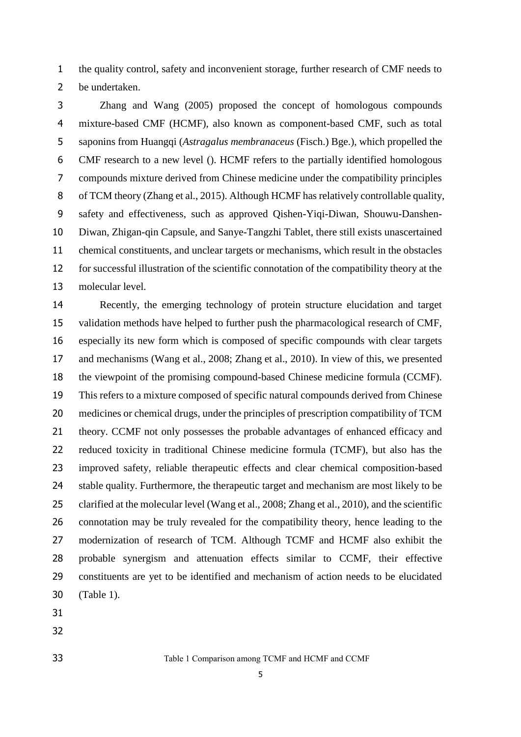the quality control, safety and inconvenient storage, further research of CMF needs to be undertaken.

Zhang and Wang (2005) proposed the concept of homologous compounds mixture-based CMF (HCMF), also known as component-based CMF, such as total saponins from Huangqi (*Astragalus membranaceus* (Fisch.) Bge.), which propelled the CMF research to a new level (). HCMF refers to the partially identified homologous compounds mixture derived from Chinese medicine under the compatibility principles of TCM theory (Zhang et al., 2015). Although HCMF has relatively controllable quality, safety and effectiveness, such as approved Qishen-Yiqi-Diwan, Shouwu-Danshen-Diwan, Zhigan-qin Capsule, and Sanye-Tangzhi Tablet, there still exists unascertained chemical constituents, and unclear targets or mechanisms, which result in the obstacles for successful illustration of the scientific connotation of the compatibility theory at the molecular level.

Recently, the emerging technology of protein structure elucidation and target validation methods have helped to further push the pharmacological research of CMF, especially its new form which is composed of specific compounds with clear targets and mechanisms (Wang et al., 2008; Zhang et al., 2010). In view of this, we presented the viewpoint of the promising compound-based Chinese medicine formula (CCMF). This refers to a mixture composed of specific natural compounds derived from Chinese medicines or chemical drugs, under the principles of prescription compatibility of TCM theory. CCMF not only possesses the probable advantages of enhanced efficacy and reduced toxicity in traditional Chinese medicine formula (TCMF), but also has the improved safety, reliable therapeutic effects and clear chemical composition-based stable quality. Furthermore, the therapeutic target and mechanism are most likely to be clarified at the molecular level (Wang et al., 2008; Zhang et al., 2010), and the scientific connotation may be truly revealed for the compatibility theory, hence leading to the modernization of research of TCM. Although TCMF and HCMF also exhibit the probable synergism and attenuation effects similar to CCMF, their effective constituents are yet to be identified and mechanism of action needs to be elucidated (Table 1).

Table 1 Comparison among TCMF and HCMF and CCMF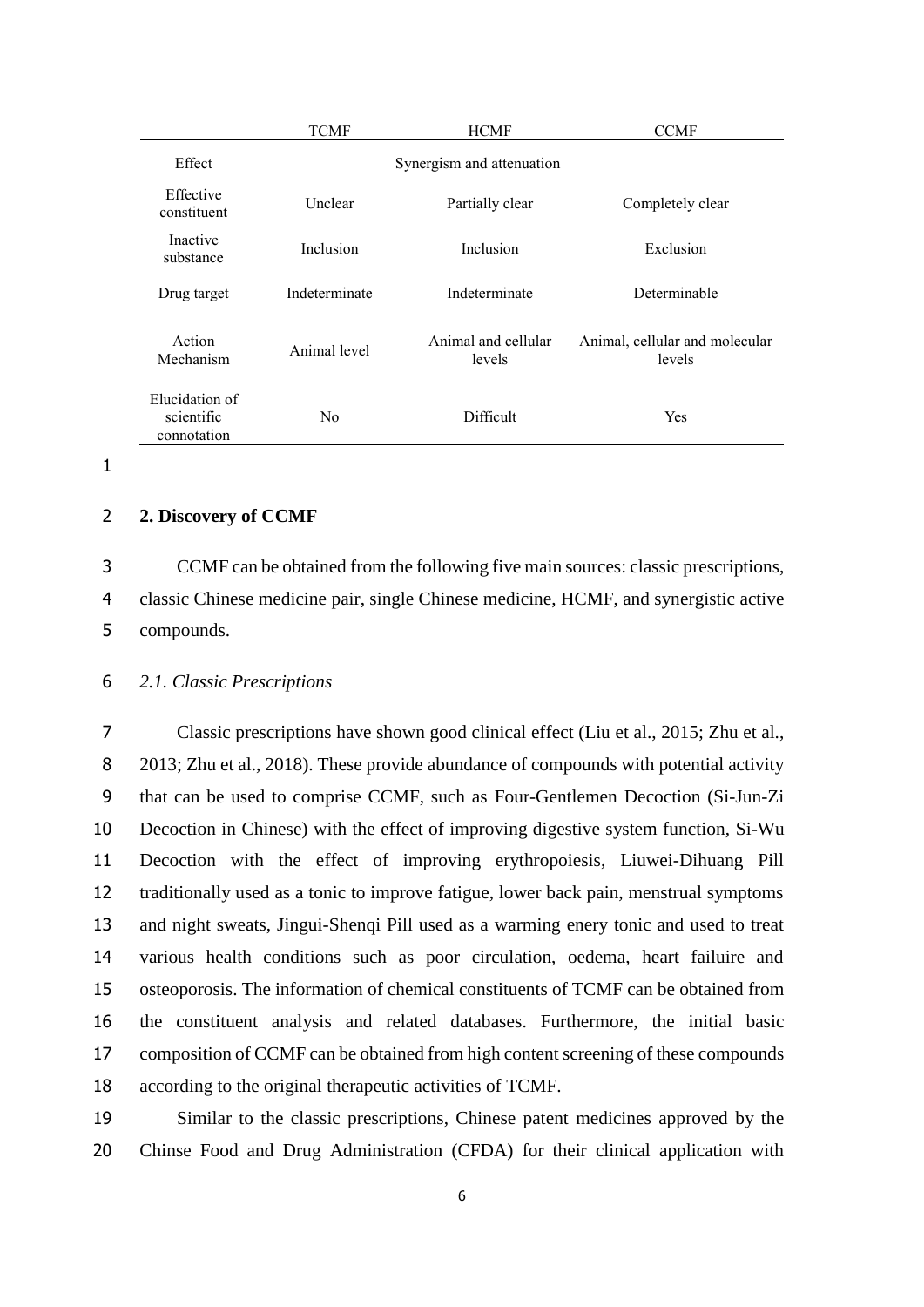| | TCMF | HCMF | CCMF |
|---|---|---|---|
| Effect | | Synergism and attenuation | |
| Effective constituent | Unclear | Partially clear | Completely clear |
| Inactive substance | Inclusion | Inclusion | Exclusion |
| Drug target | Indeterminate | Indeterminate | Determinable |
| Action Mechanism | Animal level | Animal and cellular levels | Animal, cellular and molecular levels |
| Elucidation of scientific connotation | No | Difficult | Yes |

## 2. Discovery of CCMF

CCMF can be obtained from the following five main sources: classic prescriptions, classic Chinese medicine pair, single Chinese medicine, HCMF, and synergistic active compounds.

### *2.1. Classic Prescriptions*

Classic prescriptions have shown good clinical effect (Liu et al., 2015; Zhu et al., 2013; Zhu et al., 2018). These provide abundance of compounds with potential activity that can be used to comprise CCMF, such as Four-Gentlemen Decoction (Si-Jun-Zi Decoction in Chinese) with the effect of improving digestive system function, Si-Wu Decoction with the effect of improving erythropoiesis, Liuwei-Dihuang Pill traditionally used as a tonic to improve fatigue, lower back pain, menstrual symptoms and night sweats, Jingui-Shenqi Pill used as a warming enery tonic and used to treat various health conditions such as poor circulation, oedema, heart faiulire and osteoporosis. The information of chemical constituents of TCMF can be obtained from the constituent analysis and related databases. Furthermore, the initial basic composition of CCMF can be obtained from high content screening of these compounds according to the original therapeutic activities of TCMF.

Similar to the classic prescriptions, Chinese patent medicines approved by the Chinse Food and Drug Administration (CFDA) for their clinical application with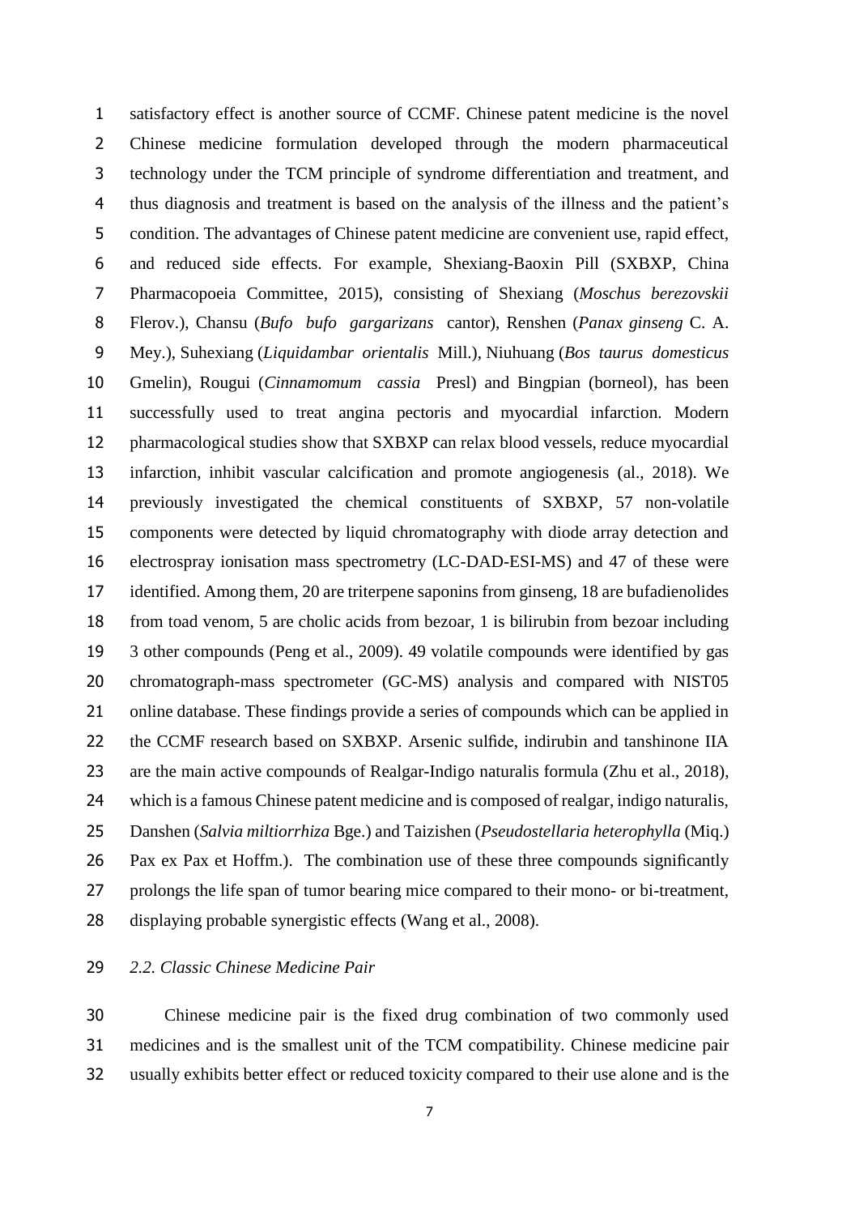satisfactory effect is another source of CCMF. Chinese patent medicine is the novel Chinese medicine formulation developed through the modern pharmaceutical technology under the TCM principle of syndrome differentiation and treatment, and thus diagnosis and treatment is based on the analysis of the illness and the patient's condition. The advantages of Chinese patent medicine are convenient use, rapid effect, and reduced side effects. For example, Shexiang-Baoxin Pill (SXBXP, China Pharmacopoeia Committee, 2015), consisting of Shexiang (*Moschus berezovskii* Flerov.), Chansu (*Bufo bufo gargarizans* cantor), Renshen (*Panax ginseng* C. A. Mey.), Suhexiang (*Liquidambar orientalis* Mill.), Niuhuang (*Bos taurus domesticus* Gmelin), Rougui (*Cinnamomum cassia* Presl) and Bingpian (borneol), has been successfully used to treat angina pectoris and myocardial infarction. Modern pharmacological studies show that SXBXP can relax blood vessels, reduce myocardial infarction, inhibit vascular calcification and promote angiogenesis (al., 2018). We previously investigated the chemical constituents of SXBXP, 57 non-volatile components were detected by liquid chromatography with diode array detection and electrospray ionisation mass spectrometry (LC-DAD-ESI-MS) and 47 of these were identified. Among them, 20 are triterpene saponins from ginseng, 18 are bufadienolides from toad venom, 5 are cholic acids from bezoar, 1 is bilirubin from bezoar including 3 other compounds (Peng et al., 2009). 49 volatile compounds were identified by gas chromatograph-mass spectrometer (GC-MS) analysis and compared with NIST05 online database. These findings provide a series of compounds which can be applied in the CCMF research based on SXBXP. Arsenic sulfide, indirubin and tanshinone IIA are the main active compounds of Realgar-Indigo naturalis formula (Zhu et al., 2018), which is a famous Chinese patent medicine and is composed of realgar, indigo naturalis, Danshen (*Salvia miltiorrhiza* Bge.) and Taizishen (*Pseudostellaria heterophylla* (Miq.) Pax ex Pax et Hoffm.). The combination use of these three compounds significantly prolongs the life span of tumor bearing mice compared to their mono- or bi-treatment, displaying probable synergistic effects (Wang et al., 2008).

### *2.2. Classic Chinese Medicine Pair*

Chinese medicine pair is the fixed drug combination of two commonly used medicines and is the smallest unit of the TCM compatibility. Chinese medicine pair usually exhibits better effect or reduced toxicity compared to their use alone and is the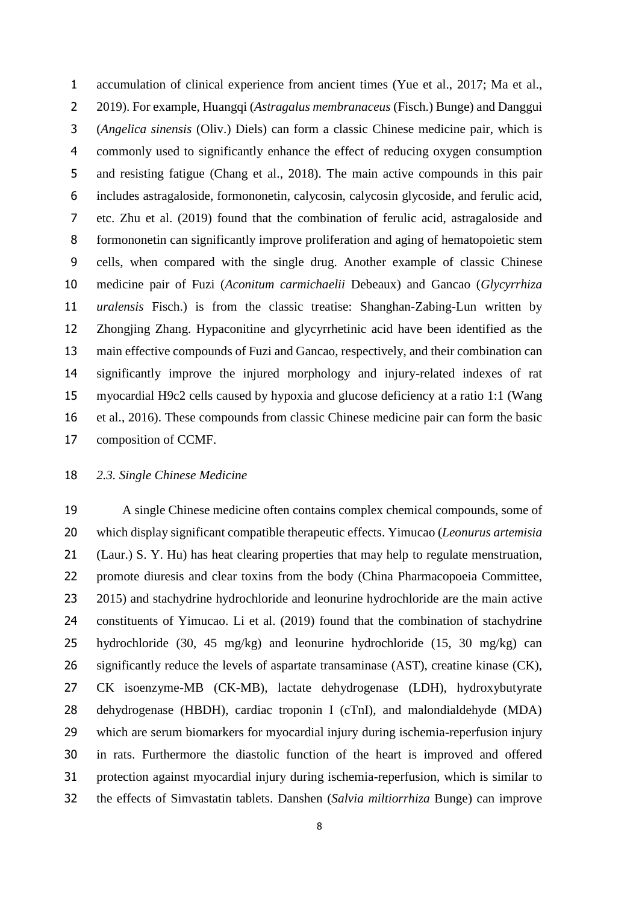accumulation of clinical experience from ancient times (Yue et al., 2017; Ma et al., 2019). For example, Huangqi (*Astragalus membranaceus* (Fisch.) Bunge) and Danggui (*Angelica sinensis* (Oliv.) Diels) can form a classic Chinese medicine pair, which is commonly used to significantly enhance the effect of reducing oxygen consumption and resisting fatigue (Chang et al., 2018). The main active compounds in this pair includes astragaloside, formononetin, calycosin, calycosin glycoside, and ferulic acid, etc. Zhu et al. (2019) found that the combination of ferulic acid, astragaloside and formononetin can significantly improve proliferation and aging of hematopoietic stem cells, when compared with the single drug. Another example of classic Chinese medicine pair of Fuzi (*Aconitum carmichaelii* Debeaux) and Gancao (*Glycyrrhiza uralensis* Fisch.) is from the classic treatise: Shanghan-Zabing-Lun written by Zhongjing Zhang. Hypaconitine and glycyrrhetinic acid have been identified as the main effective compounds of Fuzi and Gancao, respectively, and their combination can significantly improve the injured morphology and injury-related indexes of rat myocardial H9c2 cells caused by hypoxia and glucose deficiency at a ratio 1:1 (Wang et al., 2016). These compounds from classic Chinese medicine pair can form the basic composition of CCMF.

### *2.3. Single Chinese Medicine*

A single Chinese medicine often contains complex chemical compounds, some of which display significant compatible therapeutic effects. Yimucao (*Leonurus artemisia* (Laur.) S. Y. Hu) has heat clearing properties that may help to regulate menstruation, promote diuresis and clear toxins from the body (China Pharmacopoeia Committee, 2015) and stachydrine hydrochloride and leonurine hydrochloride are the main active constituents of Yimucao. Li et al. (2019) found that the combination of stachydrine hydrochloride (30, 45 mg/kg) and leonurine hydrochloride (15, 30 mg/kg) can significantly reduce the levels of aspartate transaminase (AST), creatine kinase (CK), CK isoenzyme-MB (CK-MB), lactate dehydrogenase (LDH), hydroxybutyrate dehydrogenase (HBDH), cardiac troponin I (cTnI), and malondialdehyde (MDA) which are serum biomarkers for myocardial injury during ischemia-reperfusion injury in rats. Furthermore the diastolic function of the heart is improved and offered protection against myocardial injury during ischemia-reperfusion, which is similar to the effects of Simvastatin tablets. Danshen (*Salvia miltiorrhiza* Bunge) can improve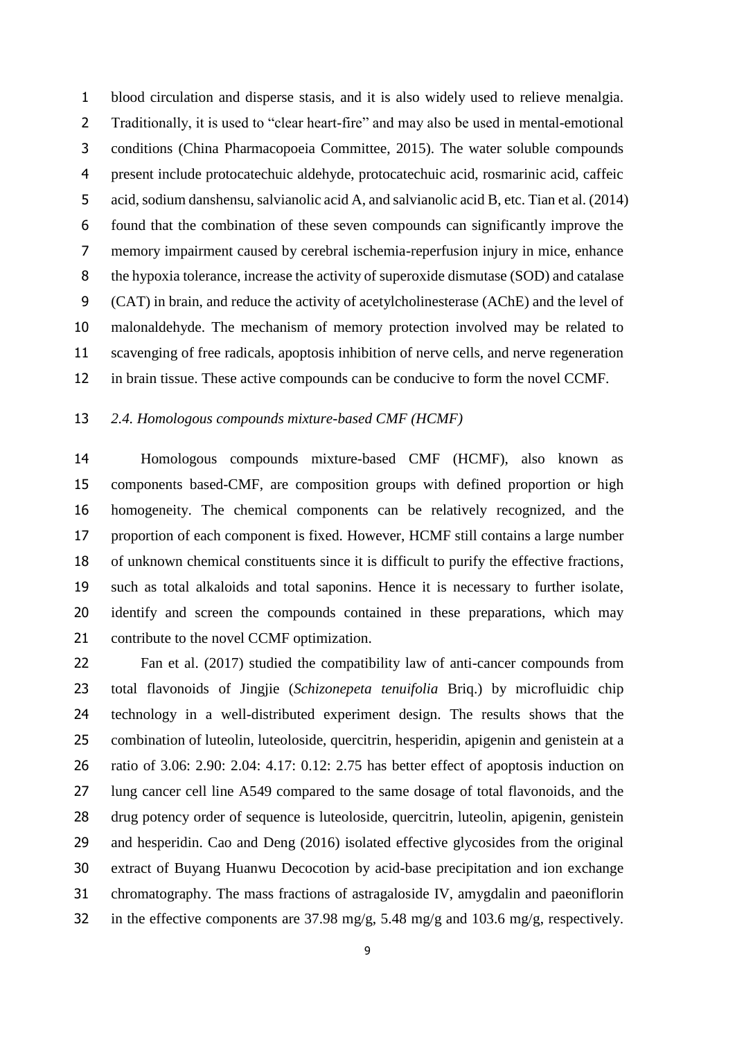blood circulation and disperse stasis, and it is also widely used to relieve menalgia. Traditionally, it is used to "clear heart-fire" and may also be used in mental-emotional conditions (China Pharmacopoeia Committee, 2015). The water soluble compounds present include protocatechuic aldehyde, protocatechuic acid, rosmarinic acid, caffeic acid, sodium danshensu, salvianolic acid A, and salvianolic acid B, etc. Tian et al. (2014) found that the combination of these seven compounds can significantly improve the memory impairment caused by cerebral ischemia-reperfusion injury in mice, enhance the hypoxia tolerance, increase the activity of superoxide dismutase (SOD) and catalase (CAT) in brain, and reduce the activity of acetylcholinesterase (AChE) and the level of malonaldehyde. The mechanism of memory protection involved may be related to scavenging of free radicals, apoptosis inhibition of nerve cells, and nerve regeneration in brain tissue. These active compounds can be conducive to form the novel CCMF.

### *2.4. Homologous compounds mixture-based CMF (HCMF)*

Homologous compounds mixture-based CMF (HCMF), also known as components based-CMF, are composition groups with defined proportion or high homogeneity. The chemical components can be relatively recognized, and the proportion of each component is fixed. However, HCMF still contains a large number of unknown chemical constituents since it is difficult to purify the effective fractions, such as total alkaloids and total saponins. Hence it is necessary to further isolate, identify and screen the compounds contained in these preparations, which may contribute to the novel CCMF optimization.

Fan et al. (2017) studied the compatibility law of anti-cancer compounds from total flavonoids of Jingjie (*Schizonepeta tenuifolia* Briq.) by microfluidic chip technology in a well-distributed experiment design. The results shows that the combination of luteolin, luteoloside, quercitrin, hesperidin, apigenin and genistein at a ratio of 3.06: 2.90: 2.04: 4.17: 0.12: 2.75 has better effect of apoptosis induction on lung cancer cell line A549 compared to the same dosage of total flavonoids, and the drug potency order of sequence is luteoloside, quercitrin, luteolin, apigenin, genistein and hesperidin. Cao and Deng (2016) isolated effective glycosides from the original extract of Buyang Huanwu Decocotion by acid-base precipitation and ion exchange chromatography. The mass fractions of astragaloside IV, amygdalin and paeoniflorin in the effective components are 37.98 mg/g, 5.48 mg/g and 103.6 mg/g, respectively.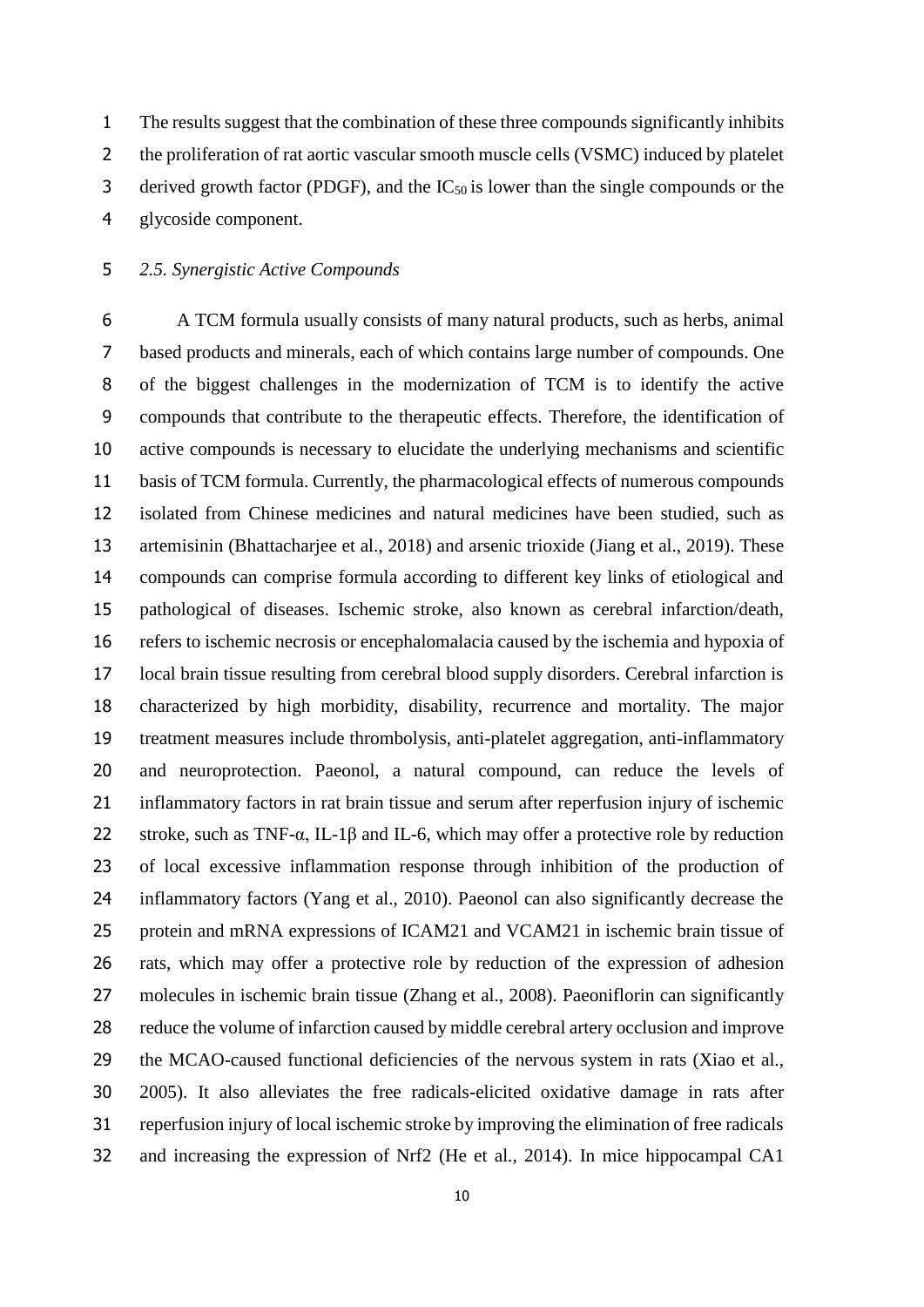The results suggest that the combination of these three compounds significantly inhibits the proliferation of rat aortic vascular smooth muscle cells (VSMC) induced by platelet derived growth factor (PDGF), and the $IC_{50}$ is lower than the single compounds or the glycoside component.

### *2.5. Synergistic Active Compounds*

A TCM formula usually consists of many natural products, such as herbs, animal based products and minerals, each of which contains large number of compounds. One of the biggest challenges in the modernization of TCM is to identify the active compounds that contribute to the therapeutic effects. Therefore, the identification of active compounds is necessary to elucidate the underlying mechanisms and scientific basis of TCM formula. Currently, the pharmacological effects of numerous compounds isolated from Chinese medicines and natural medicines have been studied, such as artemisinin (Bhattacharjee et al., 2018) and arsenic trioxide (Jiang et al., 2019). These compounds can comprise formula according to different key links of etiological and pathological of diseases. Ischemic stroke, also known as cerebral infarction/death, refers to ischemic necrosis or encephalomalacia caused by the ischemia and hypoxia of local brain tissue resulting from cerebral blood supply disorders. Cerebral infarction is characterized by high morbidity, disability, recurrence and mortality. The major treatment measures include thrombolysis, anti-platelet aggregation, anti-inflammatory and neuroprotection. Paeonol, a natural compound, can reduce the levels of inflammatory factors in rat brain tissue and serum after reperfusion injury of ischemic stroke, such as TNF-α, IL-1β and IL-6, which may offer a protective role by reduction of local excessive inflammation response through inhibition of the production of inflammatory factors (Yang et al., 2010). Paeonol can also significantly decrease the protein and mRNA expressions of ICAM21 and VCAM21 in ischemic brain tissue of rats, which may offer a protective role by reduction of the expression of adhesion molecules in ischemic brain tissue (Zhang et al., 2008). Paeoniflorin can significantly reduce the volume of infarction caused by middle cerebral artery occlusion and improve the MCAO-caused functional deficiencies of the nervous system in rats (Xiao et al., 2005). It also alleviates the free radicals-elicited oxidative damage in rats after reperfusion injury of local ischemic stroke by improving the elimination of free radicals and increasing the expression of Nrf2 (He et al., 2014). In mice hippocampal CA1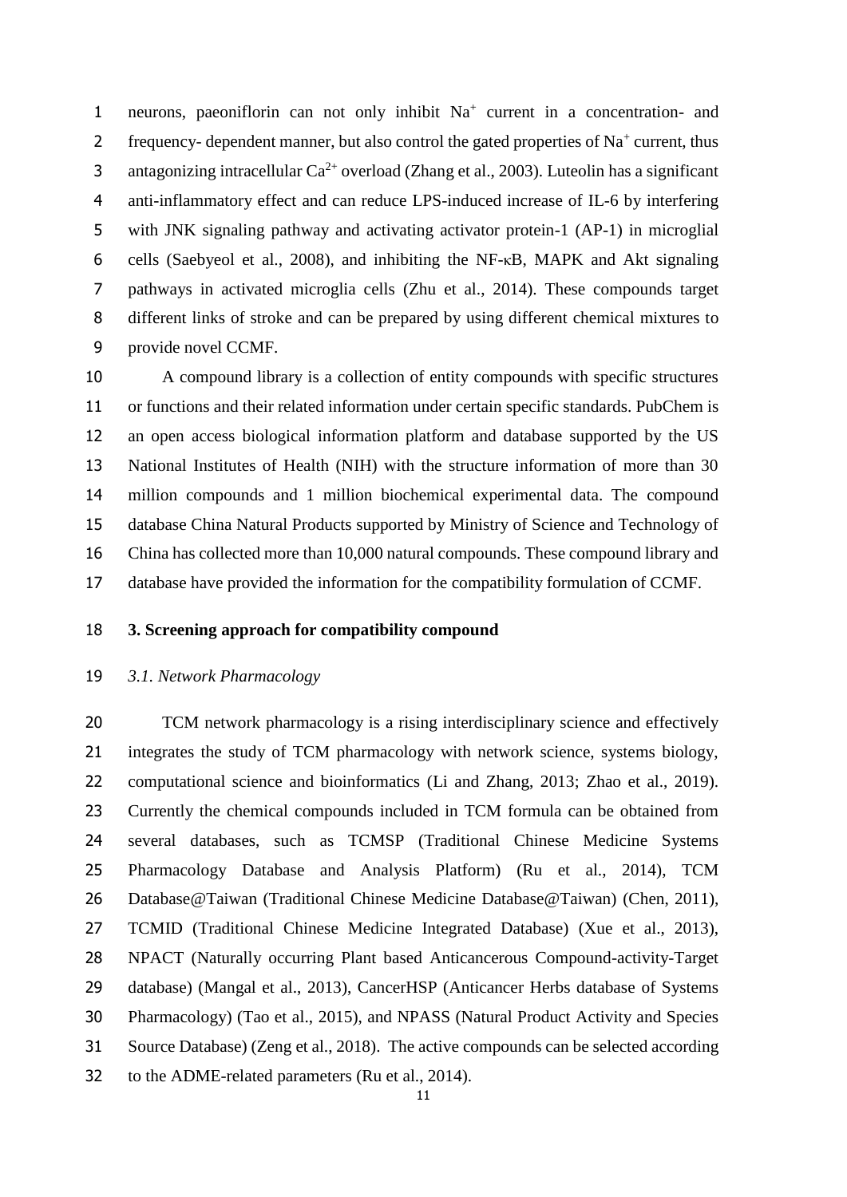neurons, paeoniflorin can not only inhibit $Na^+$ current in a concentration- and frequency- dependent manner, but also control the gated properties of $Na^+$ current, thus antagonizing intracellular $Ca^{2+}$ overload (Zhang et al., 2003). Luteolin has a significant anti-inflammatory effect and can reduce LPS-induced increase of IL-6 by interfering with JNK signaling pathway and activating activator protein-1 (AP-1) in microglial cells (Saebyeol et al., 2008), and inhibiting the NF-κB, MAPK and Akt signaling pathways in activated microglia cells (Zhu et al., 2014). These compounds target different links of stroke and can be prepared by using different chemical mixtures to provide novel CCMF.

A compound library is a collection of entity compounds with specific structures or functions and their related information under certain specific standards. PubChem is an open access biological information platform and database supported by the US National Institutes of Health (NIH) with the structure information of more than 30 million compounds and 1 million biochemical experimental data. The compound database China Natural Products supported by Ministry of Science and Technology of China has collected more than 10,000 natural compounds. These compound library and database have provided the information for the compatibility formulation of CCMF.

## 3. Screening approach for compatibility compound

### *3.1. Network Pharmacology*

TCM network pharmacology is a rising interdisciplinary science and effectively integrates the study of TCM pharmacology with network science, systems biology, computational science and bioinformatics (Li and Zhang, 2013; Zhao et al., 2019). Currently the chemical compounds included in TCM formula can be obtained from several databases, such as TCMSP (Traditional Chinese Medicine Systems Pharmacology Database and Analysis Platform) (Ru et al., 2014), TCM Database@Taiwan (Traditional Chinese Medicine Database@Taiwan) (Chen, 2011), TCMID (Traditional Chinese Medicine Integrated Database) (Xue et al., 2013), NPACT (Naturally occurring Plant based Anticancerous Compound-activity-Target database) (Mangal et al., 2013), CancerHSP (Anticancer Herbs database of Systems Pharmacology) (Tao et al., 2015), and NPASS (Natural Product Activity and Species Source Database) (Zeng et al., 2018). The active compounds can be selected according to the ADME-related parameters (Ru et al., 2014).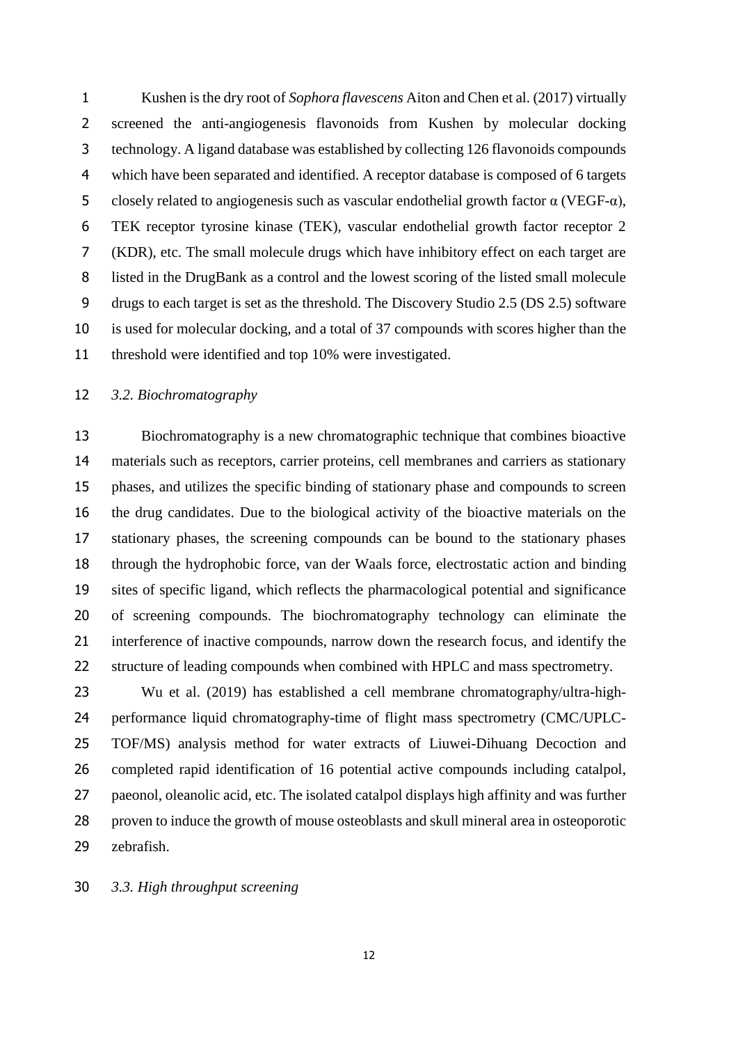Kushen is the dry root of *Sophora flavescens* Aiton and Chen et al. (2017) virtually screened the anti-angiogenesis flavonoids from Kushen by molecular docking technology. A ligand database was established by collecting 126 flavonoids compounds which have been separated and identified. A receptor database is composed of 6 targets closely related to angiogenesis such as vascular endothelial growth factor α (VEGF-α), TEK receptor tyrosine kinase (TEK), vascular endothelial growth factor receptor 2 (KDR), etc. The small molecule drugs which have inhibitory effect on each target are listed in the DrugBank as a control and the lowest scoring of the listed small molecule drugs to each target is set as the threshold. The Discovery Studio 2.5 (DS 2.5) software is used for molecular docking, and a total of 37 compounds with scores higher than the threshold were identified and top 10% were investigated.

### *3.2. Biochromatography*

Biochromatography is a new chromatographic technique that combines bioactive materials such as receptors, carrier proteins, cell membranes and carriers as stationary phases, and utilizes the specific binding of stationary phase and compounds to screen the drug candidates. Due to the biological activity of the bioactive materials on the stationary phases, the screening compounds can be bound to the stationary phases through the hydrophobic force, van der Waals force, electrostatic action and binding sites of specific ligand, which reflects the pharmacological potential and significance of screening compounds. The biochromatography technology can eliminate the interference of inactive compounds, narrow down the research focus, and identify the structure of leading compounds when combined with HPLC and mass spectrometry.

Wu et al. (2019) has established a cell membrane chromatography/ultra-high-performance liquid chromatography-time of flight mass spectrometry (CMC/UPLC-TOF/MS) analysis method for water extracts of Liuwei-Dihuang Decoction and completed rapid identification of 16 potential active compounds including catalpol, paeonol, oleanolic acid, etc. The isolated catalpol displays high affinity and was further proven to induce the growth of mouse osteoblasts and skull mineral area in osteoporotic zebrafish.

### *3.3. High throughput screening*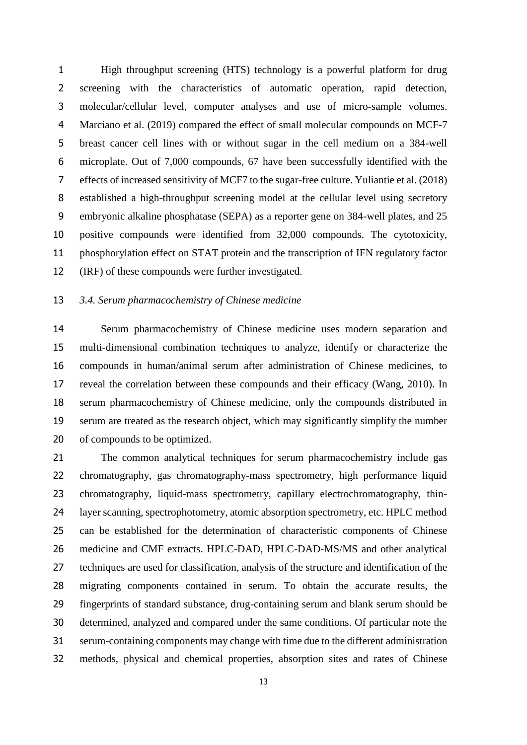High throughput screening (HTS) technology is a powerful platform for drug screening with the characteristics of automatic operation, rapid detection, molecular/cellular level, computer analyses and use of micro-sample volumes. Marciano et al. (2019) compared the effect of small molecular compounds on MCF-7 breast cancer cell lines with or without sugar in the cell medium on a 384-well microplate. Out of 7,000 compounds, 67 have been successfully identified with the effects of increased sensitivity of MCF7 to the sugar-free culture. Yuliantie et al. (2018) established a high-throughput screening model at the cellular level using secretory embryonic alkaline phosphatase (SEPA) as a reporter gene on 384-well plates, and 25 positive compounds were identified from 32,000 compounds. The cytotoxicity, phosphorylation effect on STAT protein and the transcription of IFN regulatory factor (IRF) of these compounds were further investigated.

### *3.4. Serum pharmacochemistry of Chinese medicine*

Serum pharmacochemistry of Chinese medicine uses modern separation and multi-dimensional combination techniques to analyze, identify or characterize the compounds in human/animal serum after administration of Chinese medicines, to reveal the correlation between these compounds and their efficacy (Wang, 2010). In serum pharmacochemistry of Chinese medicine, only the compounds distributed in serum are treated as the research object, which may significantly simplify the number of compounds to be optimized.

The common analytical techniques for serum pharmacochemistry include gas chromatography, gas chromatography-mass spectrometry, high performance liquid chromatography, liquid-mass spectrometry, capillary electrochromatography, thin-layer scanning, spectrophotometry, atomic absorption spectrometry, etc. HPLC method can be established for the determination of characteristic components of Chinese medicine and CMF extracts. HPLC-DAD, HPLC-DAD-MS/MS and other analytical techniques are used for classification, analysis of the structure and identification of the migrating components contained in serum. To obtain the accurate results, the fingerprints of standard substance, drug-containing serum and blank serum should be determined, analyzed and compared under the same conditions. Of particular note the serum-containing components may change with time due to the different administration methods, physical and chemical properties, absorption sites and rates of Chinese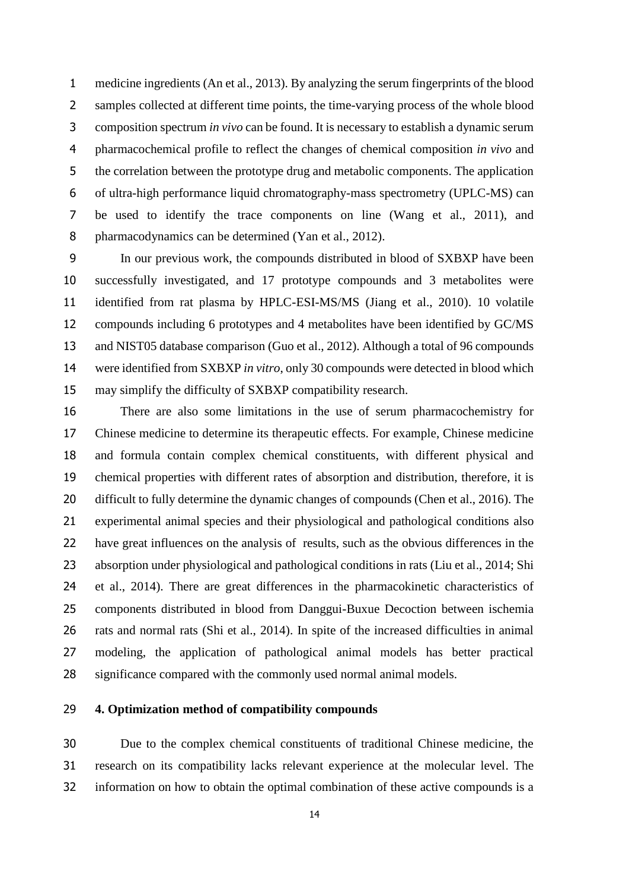medicine ingredients (An et al., 2013). By analyzing the serum fingerprints of the blood samples collected at different time points, the time-varying process of the whole blood composition spectrum *in vivo* can be found. It is necessary to establish a dynamic serum pharmacochemical profile to reflect the changes of chemical composition *in vivo* and the correlation between the prototype drug and metabolic components. The application of ultra-high performance liquid chromatography-mass spectrometry (UPLC-MS) can be used to identify the trace components on line (Wang et al., 2011), and pharmacodynamics can be determined (Yan et al., 2012).

In our previous work, the compounds distributed in blood of SXBXP have been successfully investigated, and 17 prototype compounds and 3 metabolites were identified from rat plasma by HPLC-ESI-MS/MS (Jiang et al., 2010). 10 volatile compounds including 6 prototypes and 4 metabolites have been identified by GC/MS and NIST05 database comparison (Guo et al., 2012). Although a total of 96 compounds were identified from SXBXP *in vitro*, only 30 compounds were detected in blood which may simplify the difficulty of SXBXP compatibility research.

There are also some limitations in the use of serum pharmacochemistry for Chinese medicine to determine its therapeutic effects. For example, Chinese medicine and formula contain complex chemical constituents, with different physical and chemical properties with different rates of absorption and distribution, therefore, it is difficult to fully determine the dynamic changes of compounds (Chen et al., 2016). The experimental animal species and their physiological and pathological conditions also have great influences on the analysis of results, such as the obvious differences in the absorption under physiological and pathological conditions in rats (Liu et al., 2014; Shi et al., 2014). There are great differences in the pharmacokinetic characteristics of components distributed in blood from Danggui-Buxue Decoction between ischemia rats and normal rats (Shi et al., 2014). In spite of the increased difficulties in animal modeling, the application of pathological animal models has better practical significance compared with the commonly used normal animal models.

## 4. Optimization method of compatibility compounds

Due to the complex chemical constituents of traditional Chinese medicine, the research on its compatibility lacks relevant experience at the molecular level. The information on how to obtain the optimal combination of these active compounds is a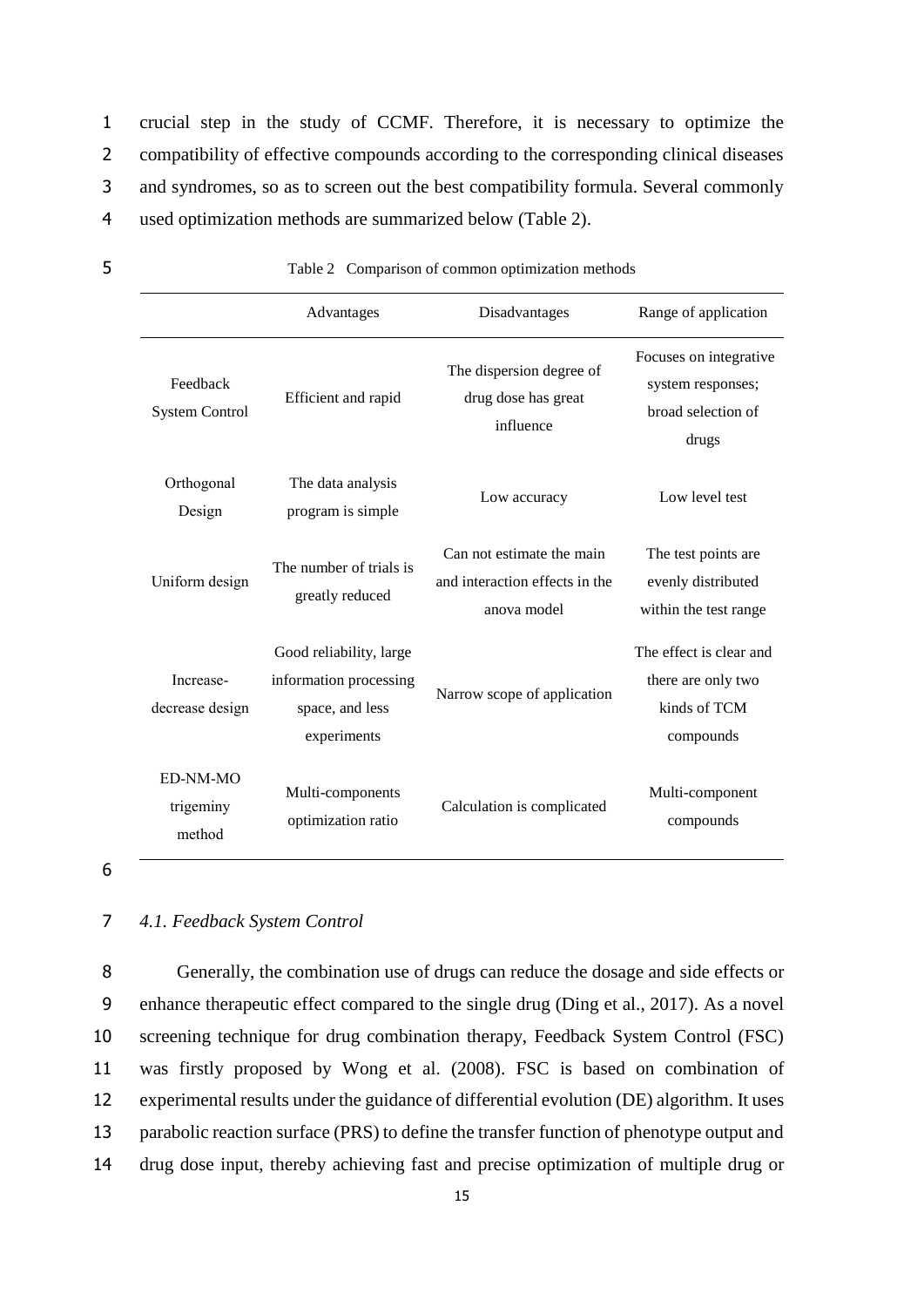crucial step in the study of CCMF. Therefore, it is necessary to optimize the compatibility of effective compounds according to the corresponding clinical diseases and syndromes, so as to screen out the best compatibility formula. Several commonly used optimization methods are summarized below (Table 2).

Table 2 Comparison of common optimization methods

| | Advantages | Disadvantages | Range of application |
|---|---|---|---|
| Feedback System Control | Efficient and rapid | The dispersion degree of drug dose has great influence | Focuses on integrative system responses; broad selection of drugs |
| Orthogonal Design | The data analysis program is simple | Low accuracy | Low level test |
| Uniform design | The number of trials is greatly reduced | Can not estimate the main and interaction effects in the anova model | The test points are evenly distributed within the test range |
| Increase-decrease design | Good reliability, large information processing space, and less experiments | Narrow scope of application | The effect is clear and there are only two kinds of TCM compounds |
| ED-NM-MO trigeminy method | Multi-components optimization ratio | Calculation is complicated | Multi-component compounds |

### *4.1. Feedback System Control*

Generally, the combination use of drugs can reduce the dosage and side effects or enhance therapeutic effect compared to the single drug (Ding et al., 2017). As a novel screening technique for drug combination therapy, Feedback System Control (FSC) was firstly proposed by Wong et al. (2008). FSC is based on combination of experimental results under the guidance of differential evolution (DE) algorithm. It uses parabolic reaction surface (PRS) to define the transfer function of phenotype output and drug dose input, thereby achieving fast and precise optimization of multiple drug or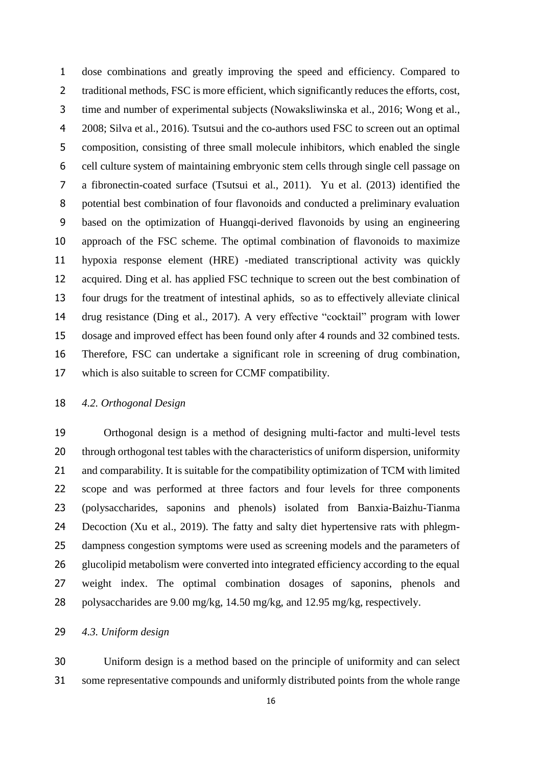dose combinations and greatly improving the speed and efficiency. Compared to traditional methods, FSC is more efficient, which significantly reduces the efforts, cost, time and number of experimental subjects (Nowaksliwinska et al., 2016; Wong et al., 2008; Silva et al., 2016). Tsutsui and the co-authors used FSC to screen out an optimal composition, consisting of three small molecule inhibitors, which enabled the single cell culture system of maintaining embryonic stem cells through single cell passage on a fibronectin-coated surface (Tsutsui et al., 2011). Yu et al. (2013) identified the potential best combination of four flavonoids and conducted a preliminary evaluation based on the optimization of Huangqi-derived flavonoids by using an engineering approach of the FSC scheme. The optimal combination of flavonoids to maximize hypoxia response element (HRE) -mediated transcriptional activity was quickly acquired. Ding et al. has applied FSC technique to screen out the best combination of four drugs for the treatment of intestinal aphids, so as to effectively alleviate clinical drug resistance (Ding et al., 2017). A very effective "cocktail" program with lower dosage and improved effect has been found only after 4 rounds and 32 combined tests. Therefore, FSC can undertake a significant role in screening of drug combination, which is also suitable to screen for CCMF compatibility.

### *4.2. Orthogonal Design*

Orthogonal design is a method of designing multi-factor and multi-level tests through orthogonal test tables with the characteristics of uniform dispersion, uniformity and comparability. It is suitable for the compatibility optimization of TCM with limited scope and was performed at three factors and four levels for three components (polysaccharides, saponins and phenols) isolated from Banxia-Baizhu-Tianma Decoction (Xu et al., 2019). The fatty and salty diet hypertensive rats with phlegm-dampness congestion symptoms were used as screening models and the parameters of glucolipid metabolism were converted into integrated efficiency according to the equal weight index. The optimal combination dosages of saponins, phenols and polysaccharides are 9.00 mg/kg, 14.50 mg/kg, and 12.95 mg/kg, respectively.

### *4.3. Uniform design*

Uniform design is a method based on the principle of uniformity and can select some representative compounds and uniformly distributed points from the whole range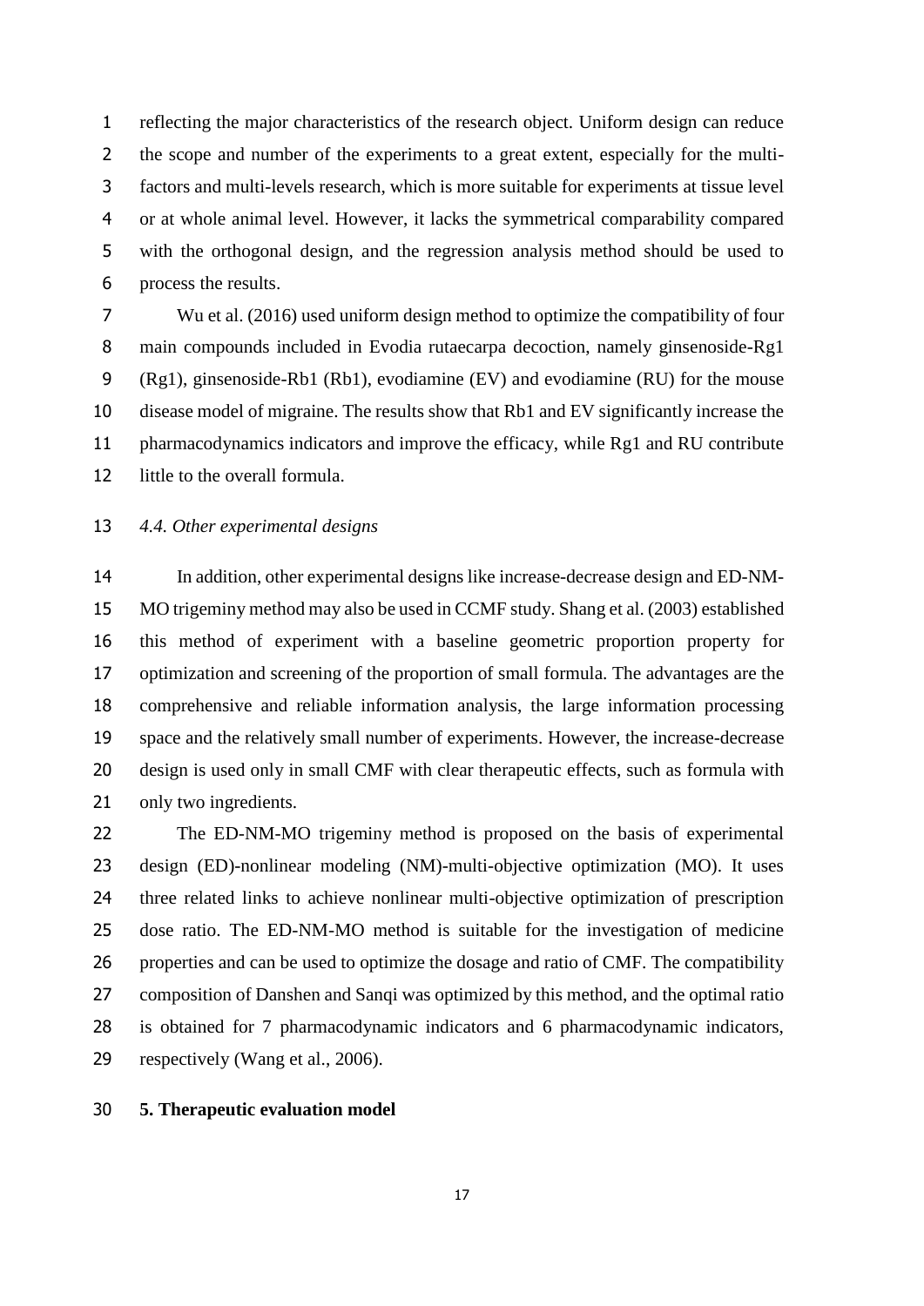reflecting the major characteristics of the research object. Uniform design can reduce the scope and number of the experiments to a great extent, especially for the multi-factors and multi-levels research, which is more suitable for experiments at tissue level or at whole animal level. However, it lacks the symmetrical comparability compared with the orthogonal design, and the regression analysis method should be used to process the results.

Wu et al. (2016) used uniform design method to optimize the compatibility of four main compounds included in Evodia rutaecarpa decoction, namely ginsenoside-Rg1 (Rg1), ginsenoside-Rb1 (Rb1), evodiamine (EV) and evodiamine (RU) for the mouse disease model of migraine. The results show that Rb1 and EV significantly increase the pharmacodynamics indicators and improve the efficacy, while Rg1 and RU contribute little to the overall formula.

### *4.4. Other experimental designs*

In addition, other experimental designs like increase-decrease design and ED-NM-MO trigeminy method may also be used in CCMF study. Shang et al. (2003) established this method of experiment with a baseline geometric proportion property for optimization and screening of the proportion of small formula. The advantages are the comprehensive and reliable information analysis, the large information processing space and the relatively small number of experiments. However, the increase-decrease design is used only in small CMF with clear therapeutic effects, such as formula with only two ingredients.

The ED-NM-MO trigeminy method is proposed on the basis of experimental design (ED)-nonlinear modeling (NM)-multi-objective optimization (MO). It uses three related links to achieve nonlinear multi-objective optimization of prescription dose ratio. The ED-NM-MO method is suitable for the investigation of medicine properties and can be used to optimize the dosage and ratio of CMF. The compatibility composition of Danshen and Sanqi was optimized by this method, and the optimal ratio is obtained for 7 pharmacodynamic indicators and 6 pharmacodynamic indicators, respectively (Wang et al., 2006).

## **5. Therapeutic evaluation model**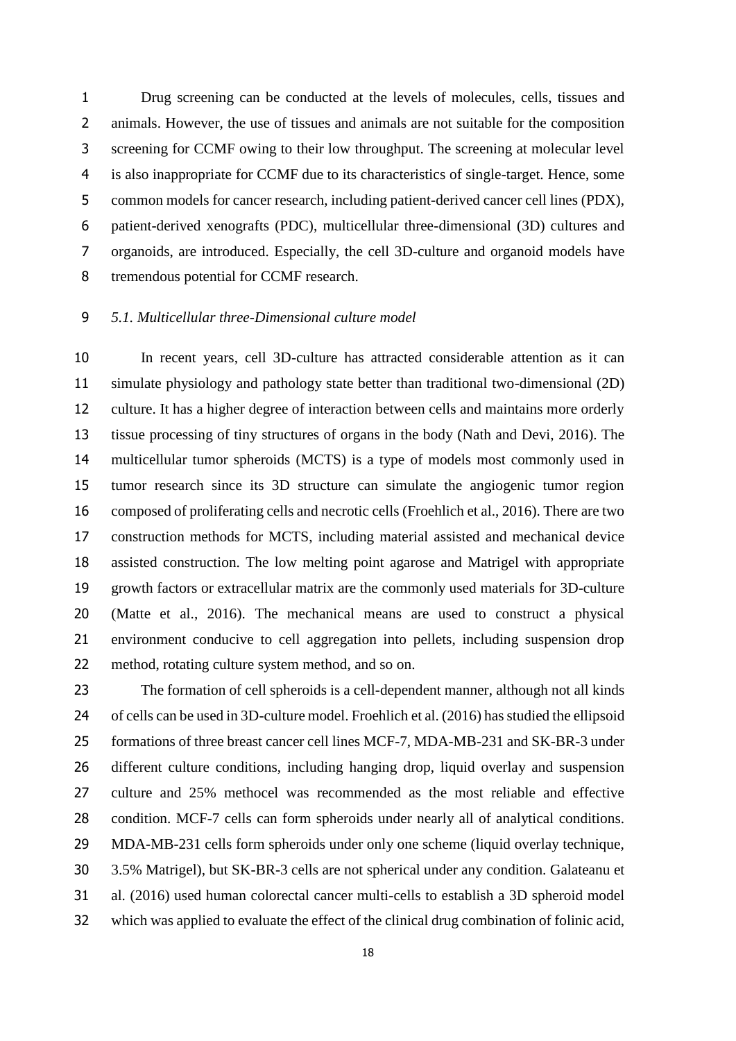Drug screening can be conducted at the levels of molecules, cells, tissues and animals. However, the use of tissues and animals are not suitable for the composition screening for CCMF owing to their low throughput. The screening at molecular level is also inappropriate for CCMF due to its characteristics of single-target. Hence, some common models for cancer research, including patient-derived cancer cell lines (PDX), patient-derived xenografts (PDC), multicellular three-dimensional (3D) cultures and organoids, are introduced. Especially, the cell 3D-culture and organoid models have tremendous potential for CCMF research.

### *5.1. Multicellular three-Dimensional culture model*

In recent years, cell 3D-culture has attracted considerable attention as it can simulate physiology and pathology state better than traditional two-dimensional (2D) culture. It has a higher degree of interaction between cells and maintains more orderly tissue processing of tiny structures of organs in the body (Nath and Devi, 2016). The multicellular tumor spheroids (MCTS) is a type of models most commonly used in tumor research since its 3D structure can simulate the angiogenic tumor region composed of proliferating cells and necrotic cells (Froehlich et al., 2016). There are two construction methods for MCTS, including material assisted and mechanical device assisted construction. The low melting point agarose and Matrigel with appropriate growth factors or extracellular matrix are the commonly used materials for 3D-culture (Matte et al., 2016). The mechanical means are used to construct a physical environment conducive to cell aggregation into pellets, including suspension drop method, rotating culture system method, and so on.

The formation of cell spheroids is a cell-dependent manner, although not all kinds of cells can be used in 3D-culture model. Froehlich et al. (2016) has studied the ellipsoid formations of three breast cancer cell lines MCF-7, MDA-MB-231 and SK-BR-3 under different culture conditions, including hanging drop, liquid overlay and suspension culture and 25% methocel was recommended as the most reliable and effective condition. MCF-7 cells can form spheroids under nearly all of analytical conditions. MDA-MB-231 cells form spheroids under only one scheme (liquid overlay technique, 3.5% Matrigel), but SK-BR-3 cells are not spherical under any condition. Galateanu et al. (2016) used human colorectal cancer multi-cells to establish a 3D spheroid model which was applied to evaluate the effect of the clinical drug combination of folinic acid,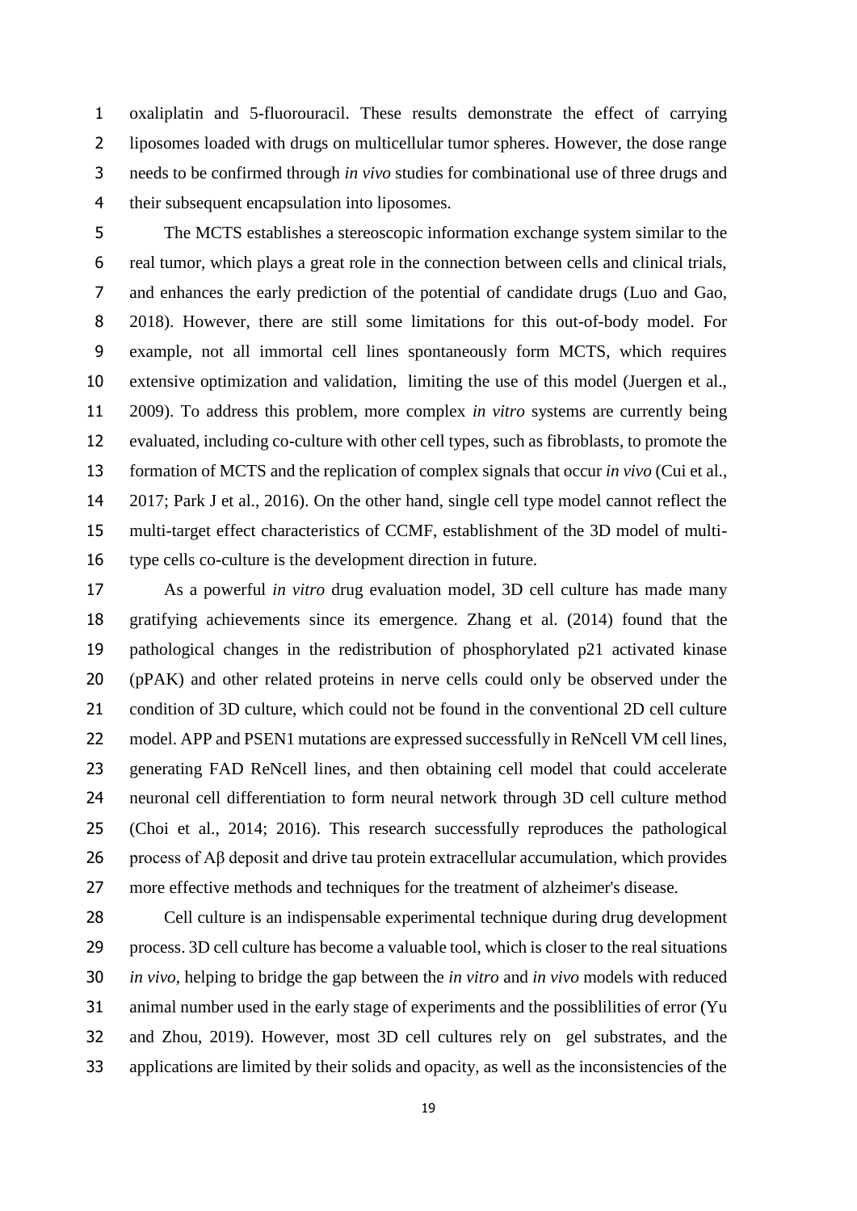oxaliplatin and 5-fluorouracil. These results demonstrate the effect of carrying liposomes loaded with drugs on multicellular tumor spheres. However, the dose range needs to be confirmed through *in vivo* studies for combinational use of three drugs and their subsequent encapsulation into liposomes.

The MCTS establishes a stereoscopic information exchange system similar to the real tumor, which plays a great role in the connection between cells and clinical trials, and enhances the early prediction of the potential of candidate drugs (Luo and Gao, 2018). However, there are still some limitations for this out-of-body model. For example, not all immortal cell lines spontaneously form MCTS, which requires extensive optimization and validation, limiting the use of this model (Juergen et al., 2009). To address this problem, more complex *in vitro* systems are currently being evaluated, including co-culture with other cell types, such as fibroblasts, to promote the formation of MCTS and the replication of complex signals that occur *in vivo* (Cui et al., 2017; Park J et al., 2016). On the other hand, single cell type model cannot reflect the multi-target effect characteristics of CCMF, establishment of the 3D model of multi-type cells co-culture is the development direction in future.

As a powerful *in vitro* drug evaluation model, 3D cell culture has made many gratifying achievements since its emergence. Zhang et al. (2014) found that the pathological changes in the redistribution of phosphorylated p21 activated kinase (pPAK) and other related proteins in nerve cells could only be observed under the condition of 3D culture, which could not be found in the conventional 2D cell culture model. APP and PSEN1 mutations are expressed successfully in ReNcell VM cell lines, generating FAD ReNcell lines, and then obtaining cell model that could accelerate neuronal cell differentiation to form neural network through 3D cell culture method (Choi et al., 2014; 2016). This research successfully reproduces the pathological process of Aβ deposit and drive tau protein extracellular accumulation, which provides more effective methods and techniques for the treatment of alzheimer's disease.

Cell culture is an indispensable experimental technique during drug development process. 3D cell culture has become a valuable tool, which is closer to the real situations *in vivo*, helping to bridge the gap between the *in vitro* and *in vivo* models with reduced animal number used in the early stage of experiments and the possiblilities of error (Yu and Zhou, 2019). However, most 3D cell cultures rely on gel substrates, and the applications are limited by their solids and opacity, as well as the inconsistencies of the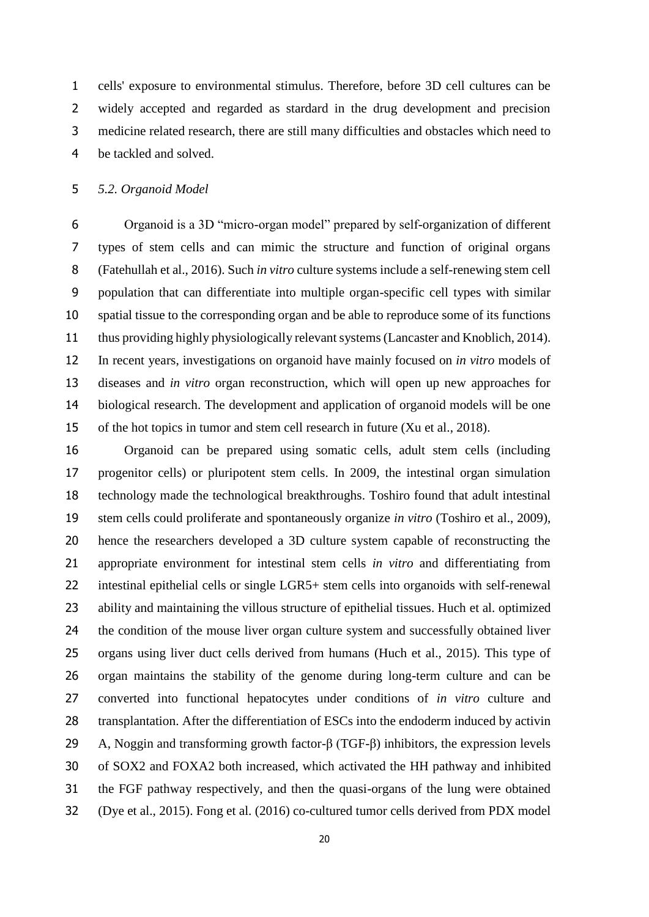cells' exposure to environmental stimulus. Therefore, before 3D cell cultures can be widely accepted and regarded as stardard in the drug development and precision medicine related research, there are still many difficulties and obstacles which need to be tackled and solved.

### *5.2. Organoid Model*

Organoid is a 3D "micro-organ model" prepared by self-organization of different types of stem cells and can mimic the structure and function of original organs (Fatehullah et al., 2016). Such *in vitro* culture systems include a self-renewing stem cell population that can differentiate into multiple organ-specific cell types with similar spatial tissue to the corresponding organ and be able to reproduce some of its functions thus providing highly physiologically relevant systems (Lancaster and Knoblich, 2014). In recent years, investigations on organoid have mainly focused on *in vitro* models of diseases and *in vitro* organ reconstruction, which will open up new approaches for biological research. The development and application of organoid models will be one of the hot topics in tumor and stem cell research in future (Xu et al., 2018).

Organoid can be prepared using somatic cells, adult stem cells (including progenitor cells) or pluripotent stem cells. In 2009, the intestinal organ simulation technology made the technological breakthroughs. Toshiro found that adult intestinal stem cells could proliferate and spontaneously organize *in vitro* (Toshiro et al., 2009), hence the researchers developed a 3D culture system capable of reconstructing the appropriate environment for intestinal stem cells *in vitro* and differentiating from intestinal epithelial cells or single LGR5+ stem cells into organoids with self-renewal ability and maintaining the villous structure of epithelial tissues. Huch et al. optimized the condition of the mouse liver organ culture system and successfully obtained liver organs using liver duct cells derived from humans (Huch et al., 2015). This type of organ maintains the stability of the genome during long-term culture and can be converted into functional hepatocytes under conditions of *in vitro* culture and transplantation. After the differentiation of ESCs into the endoderm induced by activin A, Noggin and transforming growth factor-β (TGF-β) inhibitors, the expression levels of SOX2 and FOXA2 both increased, which activated the HH pathway and inhibited the FGF pathway respectively, and then the quasi-organs of the lung were obtained (Dye et al., 2015). Fong et al. (2016) co-cultured tumor cells derived from PDX model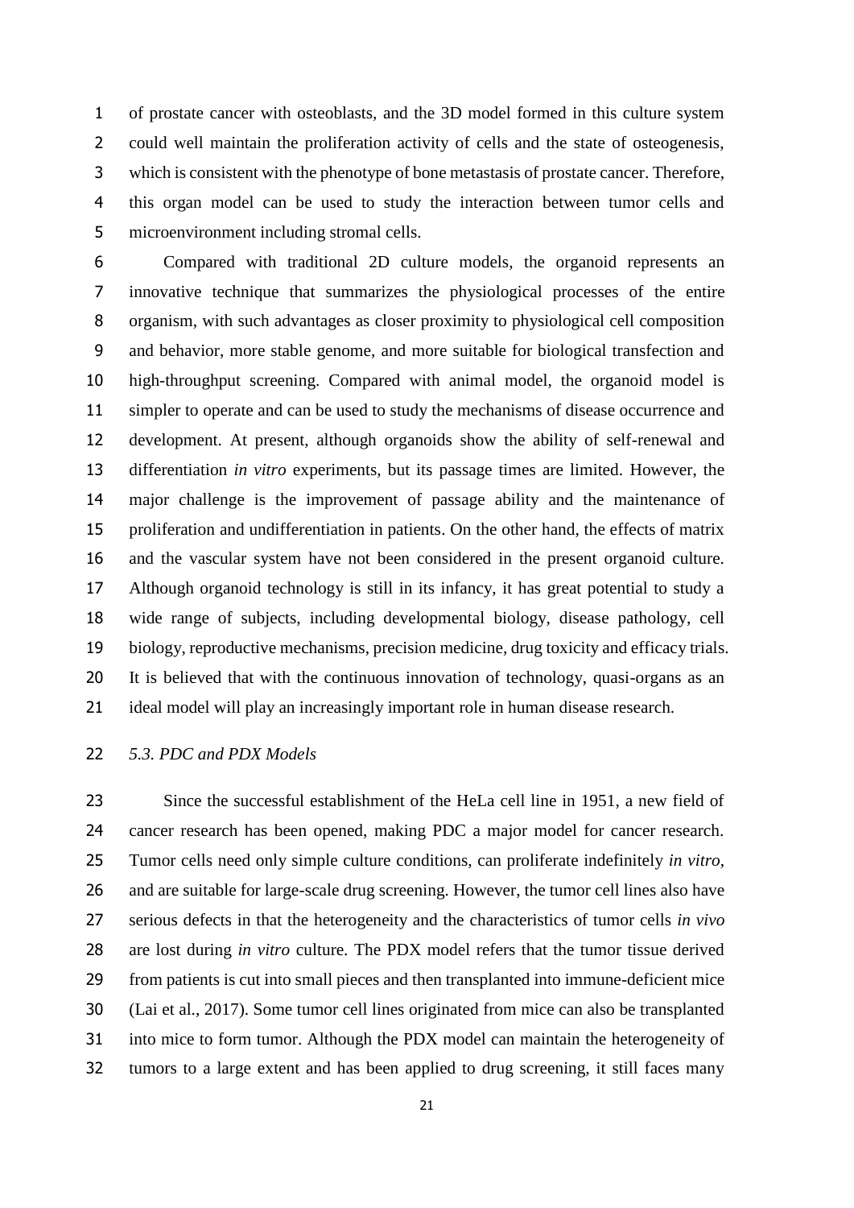of prostate cancer with osteoblasts, and the 3D model formed in this culture system could well maintain the proliferation activity of cells and the state of osteogenesis, which is consistent with the phenotype of bone metastasis of prostate cancer. Therefore, this organ model can be used to study the interaction between tumor cells and microenvironment including stromal cells.

Compared with traditional 2D culture models, the organoid represents an innovative technique that summarizes the physiological processes of the entire organism, with such advantages as closer proximity to physiological cell composition and behavior, more stable genome, and more suitable for biological transfection and high-throughput screening. Compared with animal model, the organoid model is simpler to operate and can be used to study the mechanisms of disease occurrence and development. At present, although organoids show the ability of self-renewal and differentiation *in vitro* experiments, but its passage times are limited. However, the major challenge is the improvement of passage ability and the maintenance of proliferation and undifferentiation in patients. On the other hand, the effects of matrix and the vascular system have not been considered in the present organoid culture. Although organoid technology is still in its infancy, it has great potential to study a wide range of subjects, including developmental biology, disease pathology, cell biology, reproductive mechanisms, precision medicine, drug toxicity and efficacy trials. It is believed that with the continuous innovation of technology, quasi-organs as an ideal model will play an increasingly important role in human disease research.

### *5.3. PDC and PDX Models*

Since the successful establishment of the HeLa cell line in 1951, a new field of cancer research has been opened, making PDC a major model for cancer research. Tumor cells need only simple culture conditions, can proliferate indefinitely *in vitro*, and are suitable for large-scale drug screening. However, the tumor cell lines also have serious defects in that the heterogeneity and the characteristics of tumor cells *in vivo* are lost during *in vitro* culture. The PDX model refers that the tumor tissue derived from patients is cut into small pieces and then transplanted into immune-deficient mice (Lai et al., 2017). Some tumor cell lines originated from mice can also be transplanted into mice to form tumor. Although the PDX model can maintain the heterogeneity of tumors to a large extent and has been applied to drug screening, it still faces many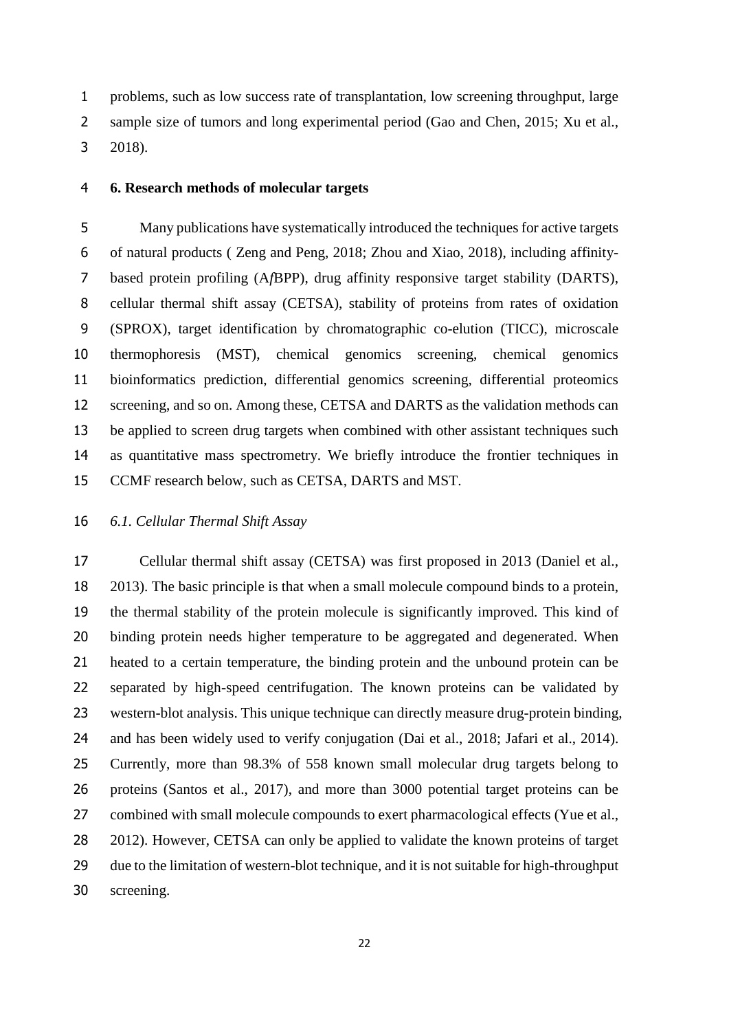problems, such as low success rate of transplantation, low screening throughput, large sample size of tumors and long experimental period (Gao and Chen, 2015; Xu et al., 2018).

## 6. Research methods of molecular targets

Many publications have systematically introduced the techniques for active targets of natural products ( Zeng and Peng, 2018; Zhou and Xiao, 2018), including affinity-based protein profiling (A*f*BPP), drug affinity responsive target stability (DARTS), cellular thermal shift assay (CETSA), stability of proteins from rates of oxidation (SPROX), target identification by chromatographic co-elution (TICC), microscale thermophoresis (MST), chemical genomics screening, chemical genomics bioinformatics prediction, differential genomics screening, differential proteomics screening, and so on. Among these, CETSA and DARTS as the validation methods can be applied to screen drug targets when combined with other assistant techniques such as quantitative mass spectrometry. We briefly introduce the frontier techniques in CCMF research below, such as CETSA, DARTS and MST.

### *6.1. Cellular Thermal Shift Assay*

Cellular thermal shift assay (CETSA) was first proposed in 2013 (Daniel et al., 2013). The basic principle is that when a small molecule compound binds to a protein, the thermal stability of the protein molecule is significantly improved. This kind of binding protein needs higher temperature to be aggregated and degenerated. When heated to a certain temperature, the binding protein and the unbound protein can be separated by high-speed centrifugation. The known proteins can be validated by western-blot analysis. This unique technique can directly measure drug-protein binding, and has been widely used to verify conjugation (Dai et al., 2018; Jafari et al., 2014). Currently, more than 98.3% of 558 known small molecular drug targets belong to proteins (Santos et al., 2017), and more than 3000 potential target proteins can be combined with small molecule compounds to exert pharmacological effects (Yue et al., 2012). However, CETSA can only be applied to validate the known proteins of target due to the limitation of western-blot technique, and it is not suitable for high-throughput screening.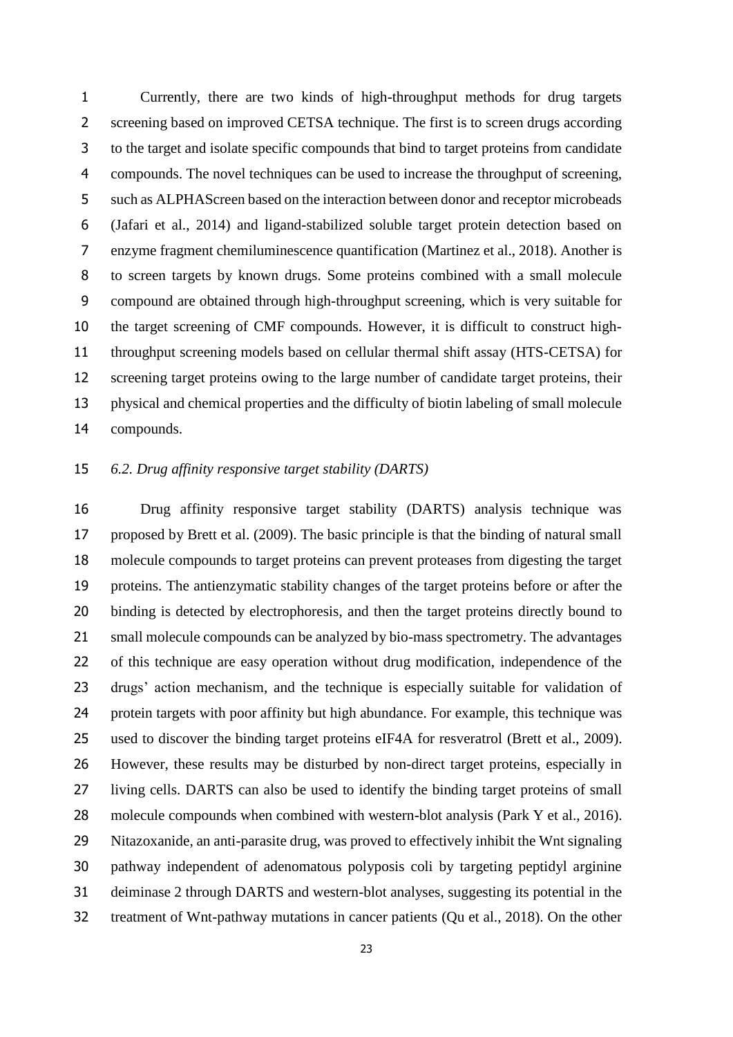Currently, there are two kinds of high-throughput methods for drug targets screening based on improved CETSA technique. The first is to screen drugs according to the target and isolate specific compounds that bind to target proteins from candidate compounds. The novel techniques can be used to increase the throughput of screening, such as ALPHAScreen based on the interaction between donor and receptor microbeads (Jafari et al., 2014) and ligand-stabilized soluble target protein detection based on enzyme fragment chemiluminescence quantification (Martinez et al., 2018). Another is to screen targets by known drugs. Some proteins combined with a small molecule compound are obtained through high-throughput screening, which is very suitable for the target screening of CMF compounds. However, it is difficult to construct high-throughput screening models based on cellular thermal shift assay (HTS-CETSA) for screening target proteins owing to the large number of candidate target proteins, their physical and chemical properties and the difficulty of biotin labeling of small molecule compounds.

### *6.2. Drug affinity responsive target stability (DARTS)*

Drug affinity responsive target stability (DARTS) analysis technique was proposed by Brett et al. (2009). The basic principle is that the binding of natural small molecule compounds to target proteins can prevent proteases from digesting the target proteins. The antienzymatic stability changes of the target proteins before or after the binding is detected by electrophoresis, and then the target proteins directly bound to small molecule compounds can be analyzed by bio-mass spectrometry. The advantages of this technique are easy operation without drug modification, independence of the drugs' action mechanism, and the technique is especially suitable for validation of protein targets with poor affinity but high abundance. For example, this technique was used to discover the binding target proteins eIF4A for resveratrol (Brett et al., 2009). However, these results may be disturbed by non-direct target proteins, especially in living cells. DARTS can also be used to identify the binding target proteins of small molecule compounds when combined with western-blot analysis (Park Y et al., 2016). Nitazoxanide, an anti-parasite drug, was proved to effectively inhibit the Wnt signaling pathway independent of adenomatous polyposis coli by targeting peptidyl arginine deiminase 2 through DARTS and western-blot analyses, suggesting its potential in the treatment of Wnt-pathway mutations in cancer patients (Qu et al., 2018). On the other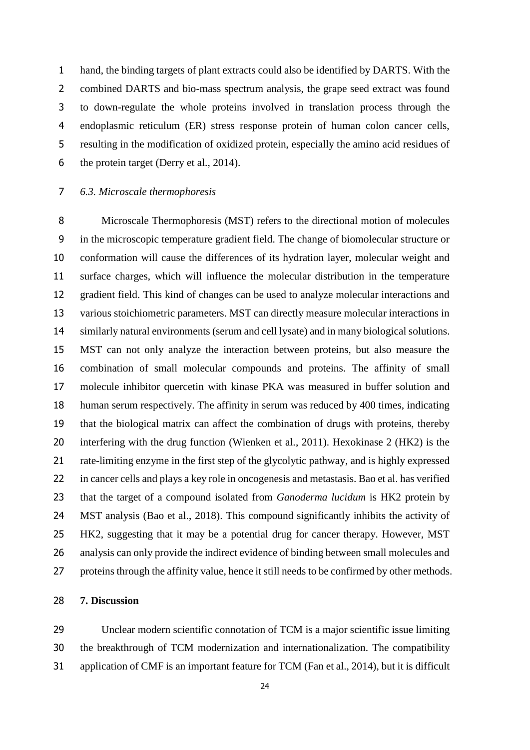hand, the binding targets of plant extracts could also be identified by DARTS. With the combined DARTS and bio-mass spectrum analysis, the grape seed extract was found to down-regulate the whole proteins involved in translation process through the endoplasmic reticulum (ER) stress response protein of human colon cancer cells, resulting in the modification of oxidized protein, especially the amino acid residues of the protein target (Derry et al., 2014).

### *6.3. Microscale thermophoresis*

Microscale Thermophoresis (MST) refers to the directional motion of molecules in the microscopic temperature gradient field. The change of biomolecular structure or conformation will cause the differences of its hydration layer, molecular weight and surface charges, which will influence the molecular distribution in the temperature gradient field. This kind of changes can be used to analyze molecular interactions and various stoichiometric parameters. MST can directly measure molecular interactions in similarly natural environments (serum and cell lysate) and in many biological solutions. MST can not only analyze the interaction between proteins, but also measure the combination of small molecular compounds and proteins. The affinity of small molecule inhibitor quercetin with kinase PKA was measured in buffer solution and human serum respectively. The affinity in serum was reduced by 400 times, indicating that the biological matrix can affect the combination of drugs with proteins, thereby interfering with the drug function (Wienken et al., 2011). Hexokinase 2 (HK2) is the rate-limiting enzyme in the first step of the glycolytic pathway, and is highly expressed in cancer cells and plays a key role in oncogenesis and metastasis. Bao et al. has verified that the target of a compound isolated from *Ganoderma lucidum* is HK2 protein by MST analysis (Bao et al., 2018). This compound significantly inhibits the activity of HK2, suggesting that it may be a potential drug for cancer therapy. However, MST analysis can only provide the indirect evidence of binding between small molecules and proteins through the affinity value, hence it still needs to be confirmed by other methods.

## 7. Discussion

Unclear modern scientific connotation of TCM is a major scientific issue limiting the breakthrough of TCM modernization and internationalization. The compatibility application of CMF is an important feature for TCM (Fan et al., 2014), but it is difficult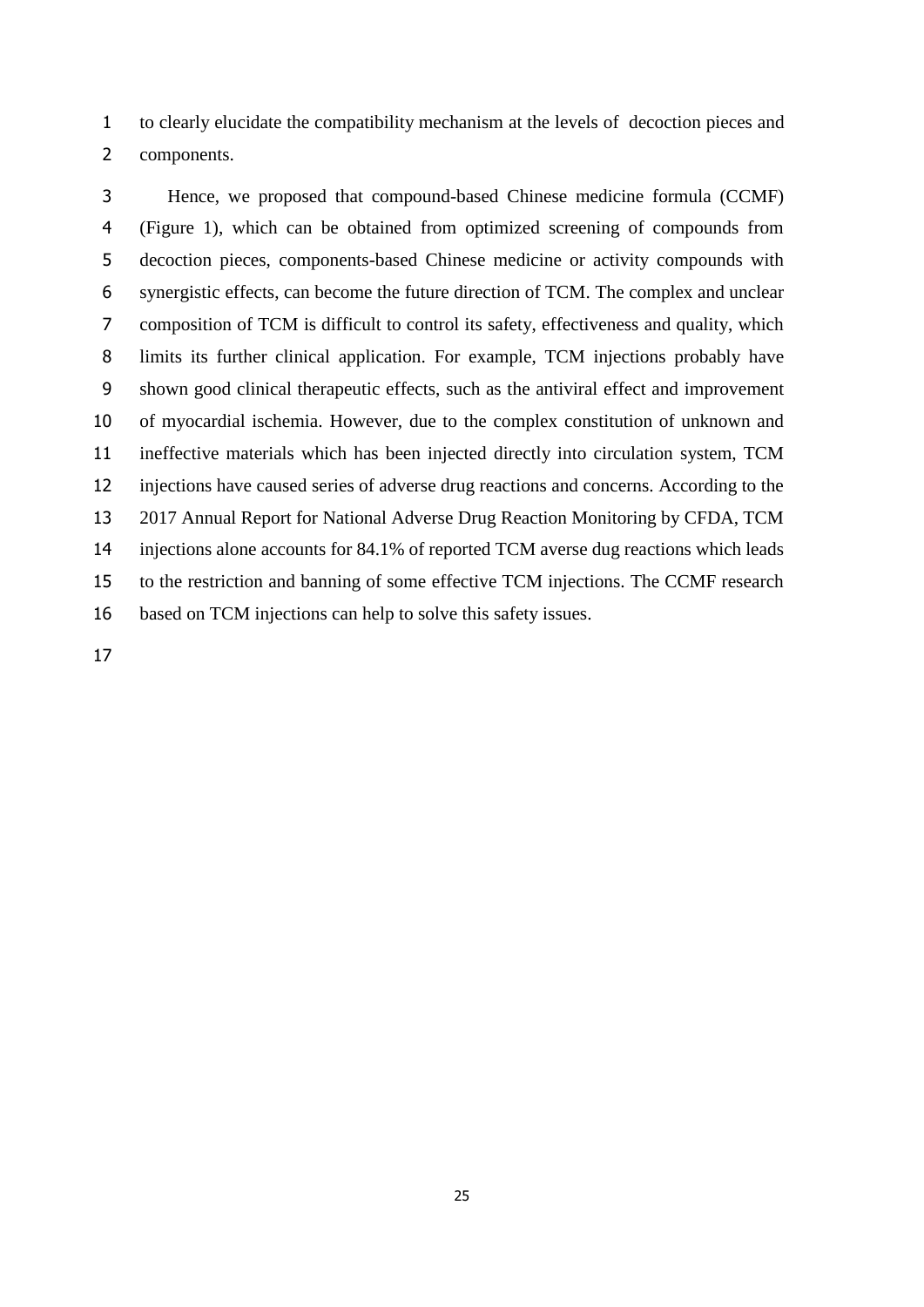to clearly elucidate the compatibility mechanism at the levels of  decoction pieces and components.

Hence, we proposed that compound-based Chinese medicine formula (CCMF) (Figure 1), which can be obtained from optimized screening of compounds from decoction pieces, components-based Chinese medicine or activity compounds with synergistic effects, can become the future direction of TCM. The complex and unclear composition of TCM is difficult to control its safety, effectiveness and quality, which limits its further clinical application. For example, TCM injections probably have shown good clinical therapeutic effects, such as the antiviral effect and improvement of myocardial ischemia. However, due to the complex constitution of unknown and ineffective materials which has been injected directly into circulation system, TCM injections have caused series of adverse drug reactions and concerns. According to the 2017 Annual Report for National Adverse Drug Reaction Monitoring by CFDA, TCM injections alone accounts for 84.1% of reported TCM averse dug reactions which leads to the restriction and banning of some effective TCM injections. The CCMF research based on TCM injections can help to solve this safety issues.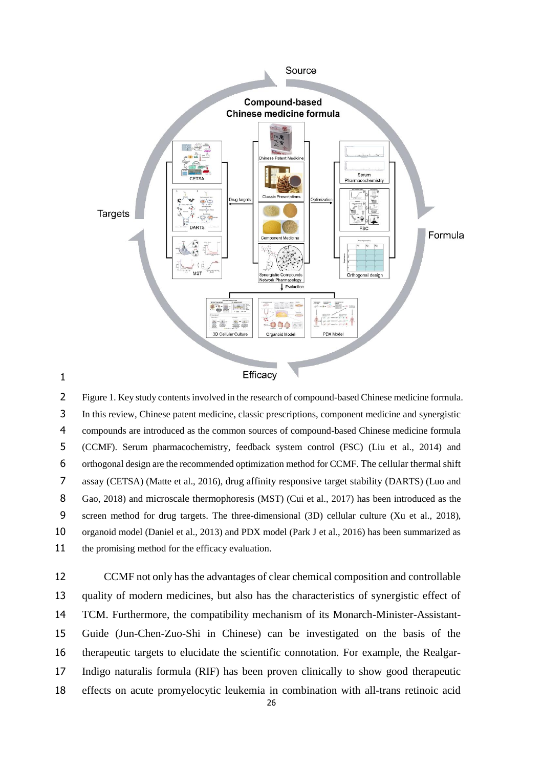Figure 1. Key study contents involved in the research of compound-based Chinese medicine formula. In this review, Chinese patent medicine, classic prescriptions, component medicine and synergistic compounds are introduced as the common sources of compound-based Chinese medicine formula (CCMF). Serum pharmacochemistry, feedback system control (FSC) (Liu et al., 2014) and orthogonal design are the recommended optimization method for CCMF. The cellular thermal shift assay (CETSA) (Matte et al., 2016), drug affinity responsive target stability (DARTS) (Luo and Gao, 2018) and microscale thermophoresis (MST) (Cui et al., 2017) has been introduced as the screen method for drug targets. The three-dimensional (3D) cellular culture (Xu et al., 2018), organoid model (Daniel et al., 2013) and PDX model (Park J et al., 2016) has been summarized as the promising method for the efficacy evaluation.

CCMF not only has the advantages of clear chemical composition and controllable quality of modern medicines, but also has the characteristics of synergistic effect of TCM. Furthermore, the compatibility mechanism of its Monarch-Minister-Assistant-Guide (Jun-Chen-Zuo-Shi in Chinese) can be investigated on the basis of the therapeutic targets to elucidate the scientific connotation. For example, the Realgar-Indigo naturalis formula (RIF) has been proven clinically to show good therapeutic effects on acute promyelocytic leukemia in combination with all-trans retinoic acid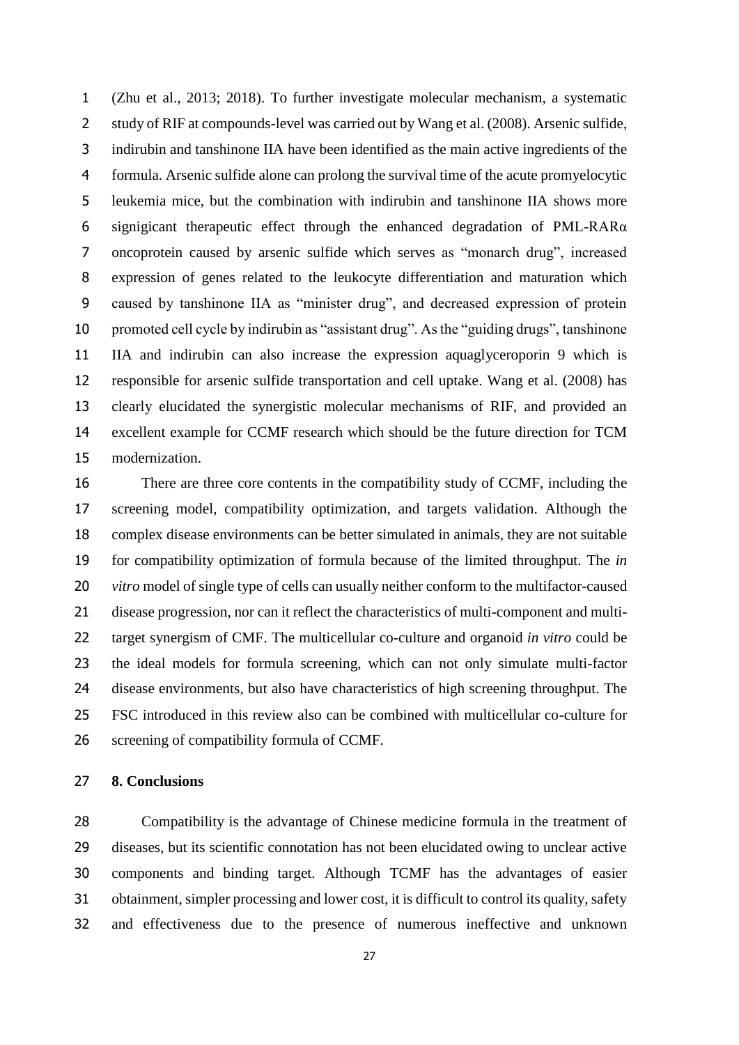(Zhu et al., 2013; 2018). To further investigate molecular mechanism, a systematic study of RIF at compounds-level was carried out by Wang et al. (2008). Arsenic sulfide, indirubin and tanshinone IIA have been identified as the main active ingredients of the formula. Arsenic sulfide alone can prolong the survival time of the acute promyelocytic leukemia mice, but the combination with indirubin and tanshinone IIA shows more signigicant therapeutic effect through the enhanced degradation of PML-RARα oncoprotein caused by arsenic sulfide which serves as "monarch drug", increased expression of genes related to the leukocyte differentiation and maturation which caused by tanshinone IIA as "minister drug", and decreased expression of protein promoted cell cycle by indirubin as "assistant drug". As the "guiding drugs", tanshinone IIA and indirubin can also increase the expression aquaglyceroporin 9 which is responsible for arsenic sulfide transportation and cell uptake. Wang et al. (2008) has clearly elucidated the synergistic molecular mechanisms of RIF, and provided an excellent example for CCMF research which should be the future direction for TCM modernization.

There are three core contents in the compatibility study of CCMF, including the screening model, compatibility optimization, and targets validation. Although the complex disease environments can be better simulated in animals, they are not suitable for compatibility optimization of formula because of the limited throughput. The *in vitro* model of single type of cells can usually neither conform to the multifactor-caused disease progression, nor can it reflect the characteristics of multi-component and multi-target synergism of CMF. The multicellular co-culture and organoid *in vitro* could be the ideal models for formula screening, which can not only simulate multi-factor disease environments, but also have characteristics of high screening throughput. The FSC introduced in this review also can be combined with multicellular co-culture for screening of compatibility formula of CCMF.

## 8. Conclusions

Compatibility is the advantage of Chinese medicine formula in the treatment of diseases, but its scientific connotation has not been elucidated owing to unclear active components and binding target. Although TCMF has the advantages of easier obtainment, simpler processing and lower cost, it is difficult to control its quality, safety and effectiveness due to the presence of numerous ineffective and unknown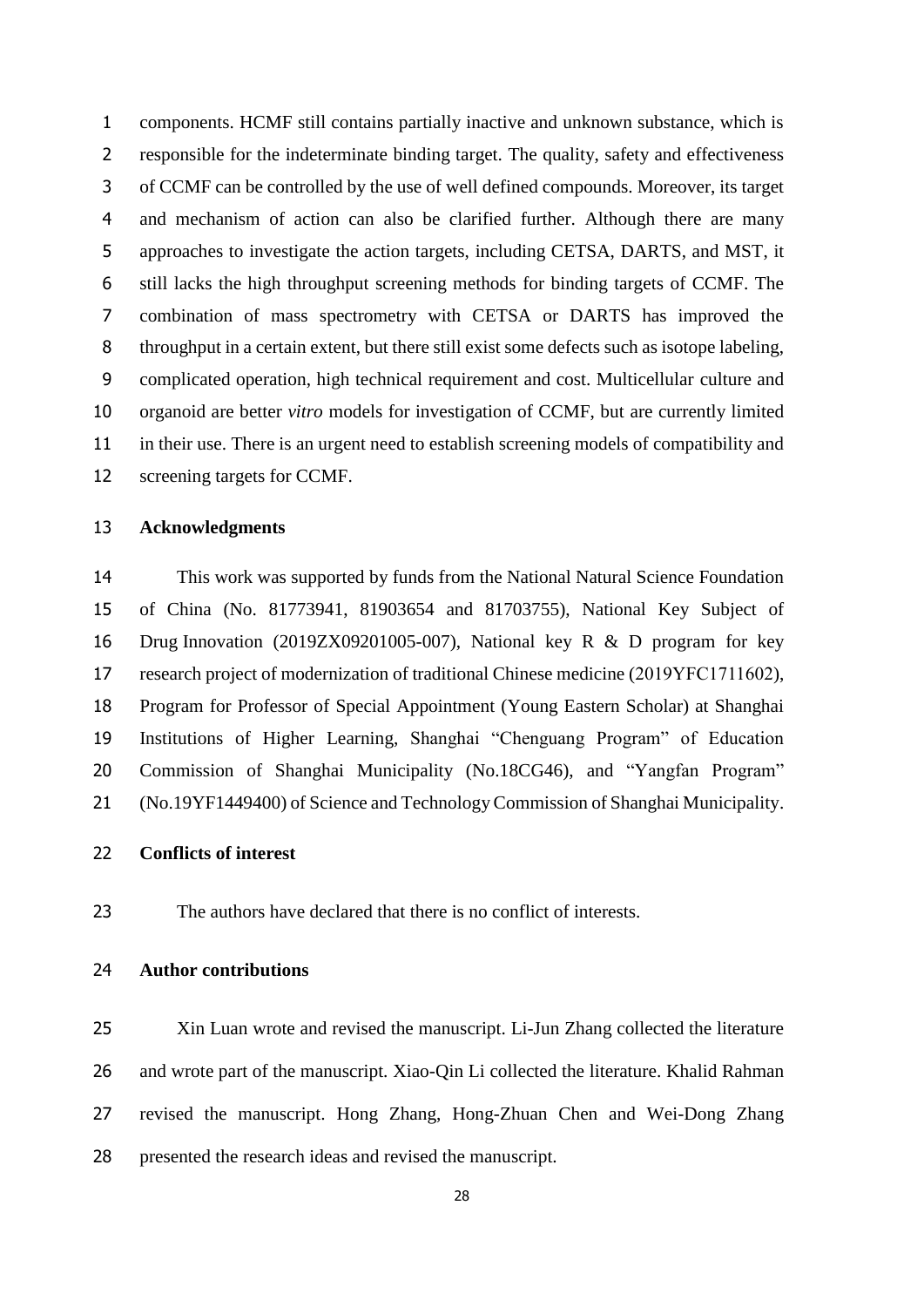components. HCMF still contains partially inactive and unknown substance, which is responsible for the indeterminate binding target. The quality, safety and effectiveness of CCMF can be controlled by the use of well defined compounds. Moreover, its target and mechanism of action can also be clarified further. Although there are many approaches to investigate the action targets, including CETSA, DARTS, and MST, it still lacks the high throughput screening methods for binding targets of CCMF. The combination of mass spectrometry with CETSA or DARTS has improved the throughput in a certain extent, but there still exist some defects such as isotope labeling, complicated operation, high technical requirement and cost. Multicellular culture and organoid are better *vitro* models for investigation of CCMF, but are currently limited in their use. There is an urgent need to establish screening models of compatibility and screening targets for CCMF.

## Acknowledgments

This work was supported by funds from the National Natural Science Foundation of China (No. 81773941, 81903654 and 81703755), National Key Subject of Drug Innovation (2019ZX09201005-007), National key R & D program for key research project of modernization of traditional Chinese medicine (2019YFC1711602), Program for Professor of Special Appointment (Young Eastern Scholar) at Shanghai Institutions of Higher Learning, Shanghai "Chenguang Program" of Education Commission of Shanghai Municipality (No.18CG46), and "Yangfan Program" (No.19YF1449400) of Science and Technology Commission of Shanghai Municipality.

## Conflicts of interest

The authors have declared that there is no conflict of interests.

## Author contributions

Xin Luan wrote and revised the manuscript. Li-Jun Zhang collected the literature and wrote part of the manuscript. Xiao-Qin Li collected the literature. Khalid Rahman revised the manuscript. Hong Zhang, Hong-Zhuan Chen and Wei-Dong Zhang presented the research ideas and revised the manuscript.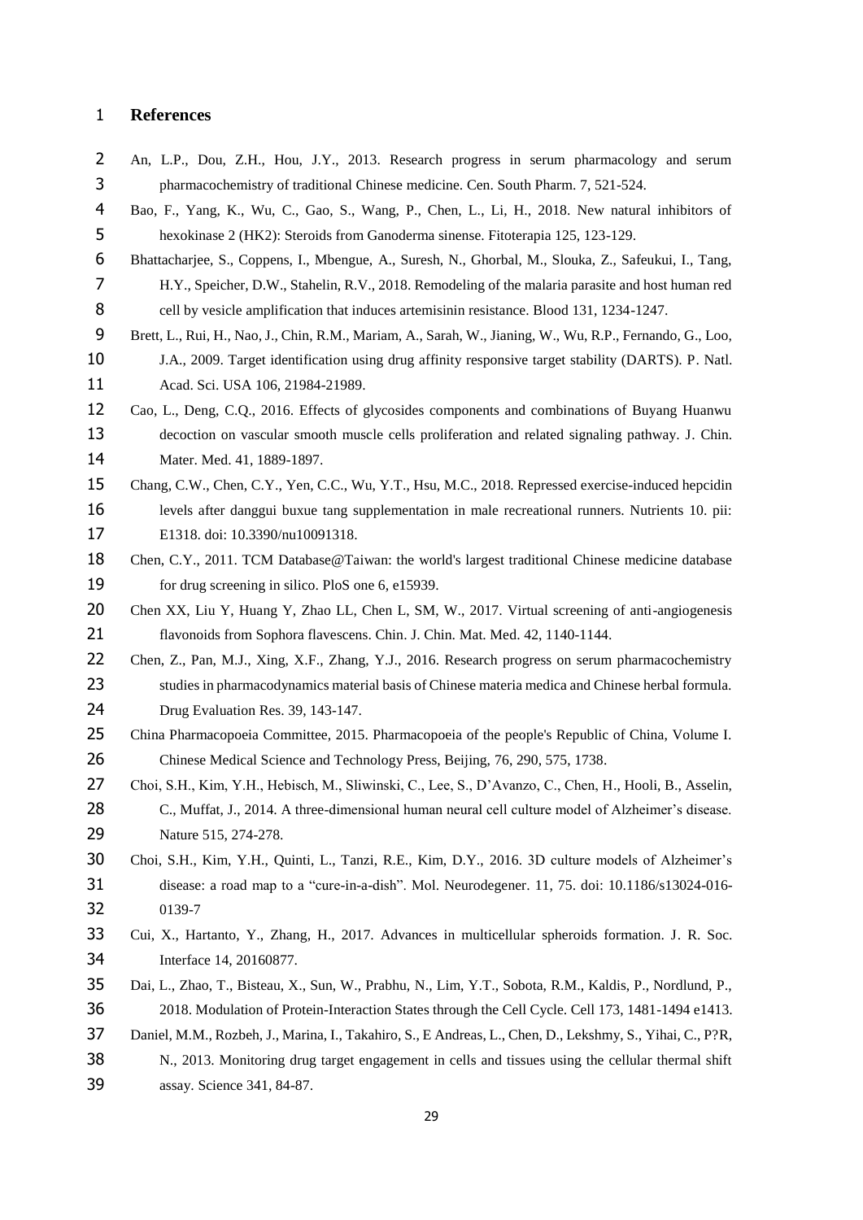# References

An, L.P., Dou, Z.H., Hou, J.Y., 2013. Research progress in serum pharmacology and serum pharmacochemistry of traditional Chinese medicine. Cen. South Pharm. 7, 521-524.

Bao, F., Yang, K., Wu, C., Gao, S., Wang, P., Chen, L., Li, H., 2018. New natural inhibitors of hexokinase 2 (HK2): Steroids from Ganoderma sinense. Fitoterapia 125, 123-129.

Bhattacharjee, S., Coppens, I., Mbengue, A., Suresh, N., Ghorbal, M., Slouka, Z., Safeukui, I., Tang, H.Y., Speicher, D.W., Stahelin, R.V., 2018. Remodeling of the malaria parasite and host human red cell by vesicle amplification that induces artemisinin resistance. Blood 131, 1234-1247.

Brett, L., Rui, H., Nao, J., Chin, R.M., Mariam, A., Sarah, W., Jianing, W., Wu, R.P., Fernando, G., Loo, J.A., 2009. Target identification using drug affinity responsive target stability (DARTS). P. Natl. Acad. Sci. USA 106, 21984-21989.

Cao, L., Deng, C.Q., 2016. Effects of glycosides components and combinations of Buyang Huanwu decoction on vascular smooth muscle cells proliferation and related signaling pathway. J. Chin. Mater. Med. 41, 1889-1897.

Chang, C.W., Chen, C.Y., Yen, C.C., Wu, Y.T., Hsu, M.C., 2018. Repressed exercise-induced hepcidin levels after danggui buxue tang supplementation in male recreational runners. Nutrients 10. pii: E1318. doi: 10.3390/nu10091318.

Chen, C.Y., 2011. TCM Database@Taiwan: the world's largest traditional Chinese medicine database for drug screening in silico. PloS one 6, e15939.

Chen XX, Liu Y, Huang Y, Zhao LL, Chen L, SM, W., 2017. Virtual screening of anti-angiogenesis flavonoids from Sophora flavescens. Chin. J. Chin. Mat. Med. 42, 1140-1144.

Chen, Z., Pan, M.J., Xing, X.F., Zhang, Y.J., 2016. Research progress on serum pharmacochemistry studies in pharmacodynamics material basis of Chinese materia medica and Chinese herbal formula. Drug Evaluation Res. 39, 143-147.

China Pharmacopoeia Committee, 2015. Pharmacopoeia of the people's Republic of China, Volume I. Chinese Medical Science and Technology Press, Beijing, 76, 290, 575, 1738.

Choi, S.H., Kim, Y.H., Hebisch, M., Sliwinski, C., Lee, S., D'Avanzo, C., Chen, H., Hooli, B., Asselin, C., Muffat, J., 2014. A three-dimensional human neural cell culture model of Alzheimer's disease. Nature 515, 274-278.

Choi, S.H., Kim, Y.H., Quinti, L., Tanzi, R.E., Kim, D.Y., 2016. 3D culture models of Alzheimer's disease: a road map to a "cure-in-a-dish". Mol. Neurodegener. 11, 75. doi: 10.1186/s13024-016-0139-7

Cui, X., Hartanto, Y., Zhang, H., 2017. Advances in multicellular spheroids formation. J. R. Soc. Interface 14, 20160877.

Dai, L., Zhao, T., Bisteau, X., Sun, W., Prabhu, N., Lim, Y.T., Sobota, R.M., Kaldis, P., Nordlund, P., 2018. Modulation of Protein-Interaction States through the Cell Cycle. Cell 173, 1481-1494 e1413.

Daniel, M.M., Rozbeh, J., Marina, I., Takahiro, S., E Andreas, L., Chen, D., Lekshmy, S., Yihai, C., P?R, N., 2013. Monitoring drug target engagement in cells and tissues using the cellular thermal shift assay. Science 341, 84-87.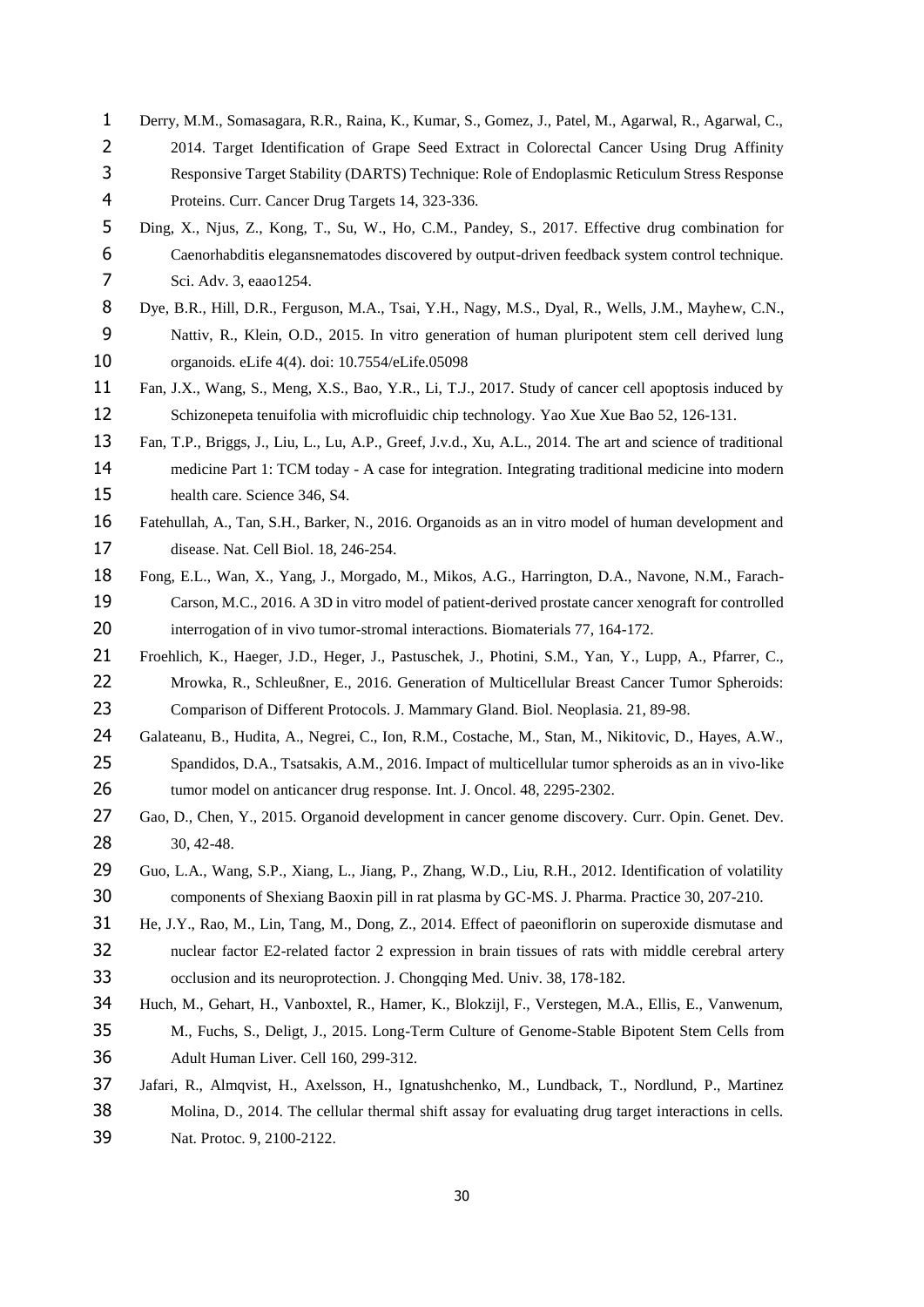Derry, M.M., Somasagara, R.R., Raina, K., Kumar, S., Gomez, J., Patel, M., Agarwal, R., Agarwal, C., 2014. Target Identification of Grape Seed Extract in Colorectal Cancer Using Drug Affinity Responsive Target Stability (DARTS) Technique: Role of Endoplasmic Reticulum Stress Response Proteins. Curr. Cancer Drug Targets 14, 323-336.

Ding, X., Njus, Z., Kong, T., Su, W., Ho, C.M., Pandey, S., 2017. Effective drug combination for Caenorhabditis elegansnematodes discovered by output-driven feedback system control technique. Sci. Adv. 3, eaao1254.

Dye, B.R., Hill, D.R., Ferguson, M.A., Tsai, Y.H., Nagy, M.S., Dyal, R., Wells, J.M., Mayhew, C.N., Nattiv, R., Klein, O.D., 2015. In vitro generation of human pluripotent stem cell derived lung organoids. eLife 4(4). doi: 10.7554/eLife.05098

Fan, J.X., Wang, S., Meng, X.S., Bao, Y.R., Li, T.J., 2017. Study of cancer cell apoptosis induced by Schizonepeta tenuifolia with microfluidic chip technology. Yao Xue Xue Bao 52, 126-131.

Fan, T.P., Briggs, J., Liu, L., Lu, A.P., Greef, J.v.d., Xu, A.L., 2014. The art and science of traditional medicine Part 1: TCM today - A case for integration. Integrating traditional medicine into modern health care. Science 346, S4.

Fatehullah, A., Tan, S.H., Barker, N., 2016. Organoids as an in vitro model of human development and disease. Nat. Cell Biol. 18, 246-254.

Fong, E.L., Wan, X., Yang, J., Morgado, M., Mikos, A.G., Harrington, D.A., Navone, N.M., Farach-Carson, M.C., 2016. A 3D in vitro model of patient-derived prostate cancer xenograft for controlled interrogation of in vivo tumor-stromal interactions. Biomaterials 77, 164-172.

Froehlich, K., Haeger, J.D., Heger, J., Pastuschek, J., Photini, S.M., Yan, Y., Lupp, A., Pfarrer, C., Mrowka, R., Schleußner, E., 2016. Generation of Multicellular Breast Cancer Tumor Spheroids: Comparison of Different Protocols. J. Mammary Gland. Biol. Neoplasia. 21, 89-98.

Galateanu, B., Hudita, A., Negrei, C., Ion, R.M., Costache, M., Stan, M., Nikitovic, D., Hayes, A.W., Spandidos, D.A., Tsatsakis, A.M., 2016. Impact of multicellular tumor spheroids as an in vivo-like tumor model on anticancer drug response. Int. J. Oncol. 48, 2295-2302.

Gao, D., Chen, Y., 2015. Organoid development in cancer genome discovery. Curr. Opin. Genet. Dev. 30, 42-48.

Guo, L.A., Wang, S.P., Xiang, L., Jiang, P., Zhang, W.D., Liu, R.H., 2012. Identification of volatility components of Shexiang Baoxin pill in rat plasma by GC-MS. J. Pharma. Practice 30, 207-210.

He, J.Y., Rao, M., Lin, Tang, M., Dong, Z., 2014. Effect of paeoniflorin on superoxide dismutase and nuclear factor E2-related factor 2 expression in brain tissues of rats with middle cerebral artery occlusion and its neuroprotection. J. Chongqing Med. Univ. 38, 178-182.

Huch, M., Gehart, H., Vanboxtel, R., Hamer, K., Blokzijl, F., Verstegen, M.A., Ellis, E., Vanwenum, M., Fuchs, S., Deligt, J., 2015. Long-Term Culture of Genome-Stable Bipotent Stem Cells from Adult Human Liver. Cell 160, 299-312.

Jafari, R., Almqvist, H., Axelsson, H., Ignatushchenko, M., Lundback, T., Nordlund, P., Martinez Molina, D., 2014. The cellular thermal shift assay for evaluating drug target interactions in cells. Nat. Protoc. 9, 2100-2122.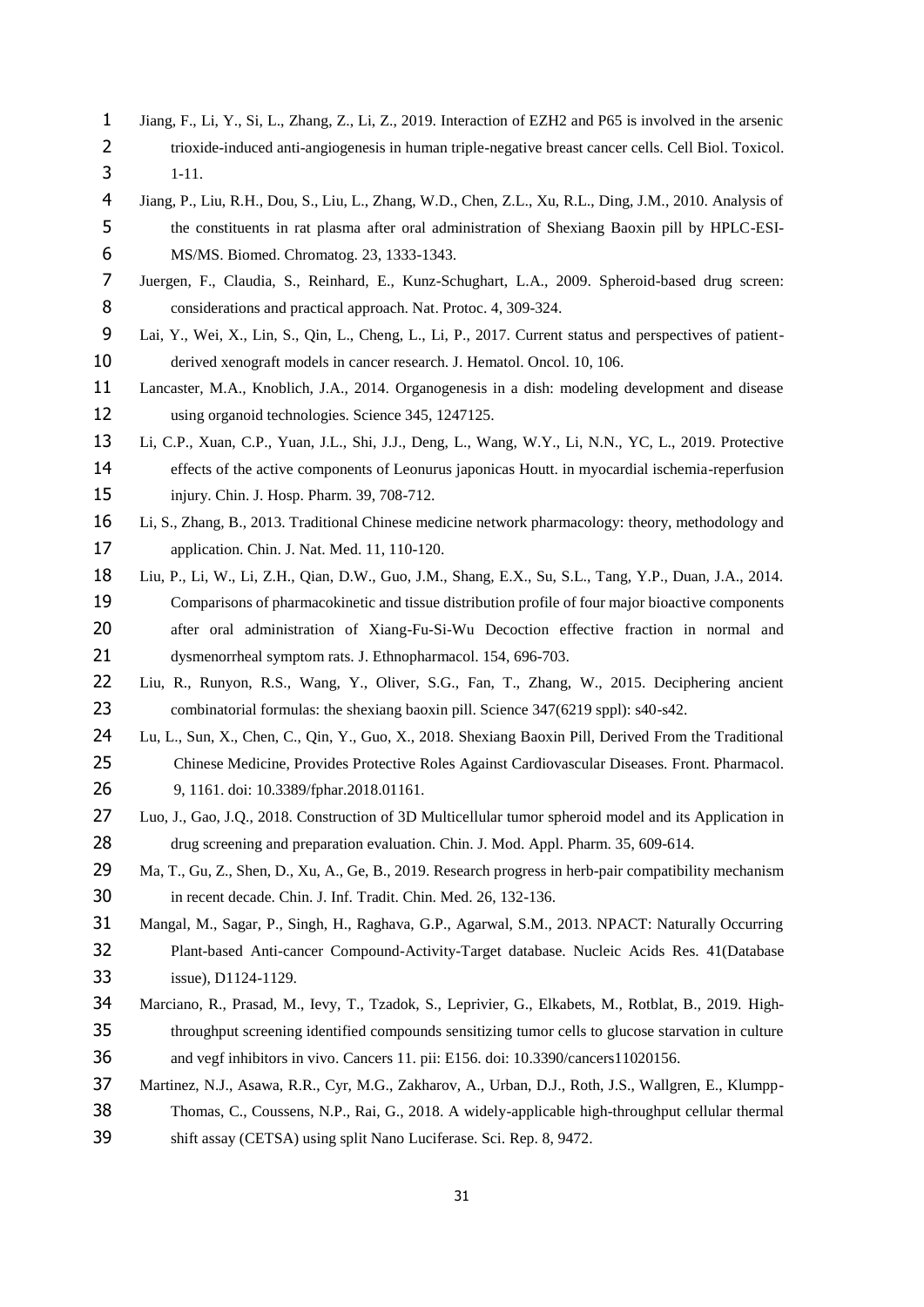Jiang, F., Li, Y., Si, L., Zhang, Z., Li, Z., 2019. Interaction of EZH2 and P65 is involved in the arsenic trioxide-induced anti-angiogenesis in human triple-negative breast cancer cells. Cell Biol. Toxicol. 1-11.

Jiang, P., Liu, R.H., Dou, S., Liu, L., Zhang, W.D., Chen, Z.L., Xu, R.L., Ding, J.M., 2010. Analysis of the constituents in rat plasma after oral administration of Shexiang Baoxin pill by HPLC-ESI-MS/MS. Biomed. Chromatog. 23, 1333-1343.

Juergen, F., Claudia, S., Reinhard, E., Kunz-Schughart, L.A., 2009. Spheroid-based drug screen: considerations and practical approach. Nat. Protoc. 4, 309-324.

Lai, Y., Wei, X., Lin, S., Qin, L., Cheng, L., Li, P., 2017. Current status and perspectives of patient-derived xenograft models in cancer research. J. Hematol. Oncol. 10, 106.

Lancaster, M.A., Knoblich, J.A., 2014. Organogenesis in a dish: modeling development and disease using organoid technologies. Science 345, 1247125.

Li, C.P., Xuan, C.P., Yuan, J.L., Shi, J.J., Deng, L., Wang, W.Y., Li, N.N., YC, L., 2019. Protective effects of the active components of Leonurus japonicas Houtt. in myocardial ischemia-reperfusion injury. Chin. J. Hosp. Pharm. 39, 708-712.

Li, S., Zhang, B., 2013. Traditional Chinese medicine network pharmacology: theory, methodology and application. Chin. J. Nat. Med. 11, 110-120.

Liu, P., Li, W., Li, Z.H., Qian, D.W., Guo, J.M., Shang, E.X., Su, S.L., Tang, Y.P., Duan, J.A., 2014. Comparisons of pharmacokinetic and tissue distribution profile of four major bioactive components after oral administration of Xiang-Fu-Si-Wu Decoction effective fraction in normal and dysmenorrheal symptom rats. J. Ethnopharmacol. 154, 696-703.

Liu, R., Runyon, R.S., Wang, Y., Oliver, S.G., Fan, T., Zhang, W., 2015. Deciphering ancient combinatorial formulas: the shexiang baoxin pill. Science 347(6219 sppl): s40-s42.

Lu, L., Sun, X., Chen, C., Qin, Y., Guo, X., 2018. Shexiang Baoxin Pill, Derived From the Traditional Chinese Medicine, Provides Protective Roles Against Cardiovascular Diseases. Front. Pharmacol. 9, 1161. doi: 10.3389/fphar.2018.01161.

Luo, J., Gao, J.Q., 2018. Construction of 3D Multicellular tumor spheroid model and its Application in drug screening and preparation evaluation. Chin. J. Mod. Appl. Pharm. 35, 609-614.

Ma, T., Gu, Z., Shen, D., Xu, A., Ge, B., 2019. Research progress in herb-pair compatibility mechanism in recent decade. Chin. J. Inf. Tradit. Chin. Med. 26, 132-136.

Mangal, M., Sagar, P., Singh, H., Raghava, G.P., Agarwal, S.M., 2013. NPACT: Naturally Occurring Plant-based Anti-cancer Compound-Activity-Target database. Nucleic Acids Res. 41(Database issue), D1124-1129.

Marciano, R., Prasad, M., Ievy, T., Tzadok, S., Leprivier, G., Elkabets, M., Rotblat, B., 2019. High-throughput screening identified compounds sensitizing tumor cells to glucose starvation in culture and vegf inhibitors in vivo. Cancers 11. pii: E156. doi: 10.3390/cancers11020156.

Martinez, N.J., Asawa, R.R., Cyr, M.G., Zakharov, A., Urban, D.J., Roth, J.S., Wallgren, E., Klumpp-Thomas, C., Coussens, N.P., Rai, G., 2018. A widely-applicable high-throughput cellular thermal shift assay (CETSA) using split Nano Luciferase. Sci. Rep. 8, 9472.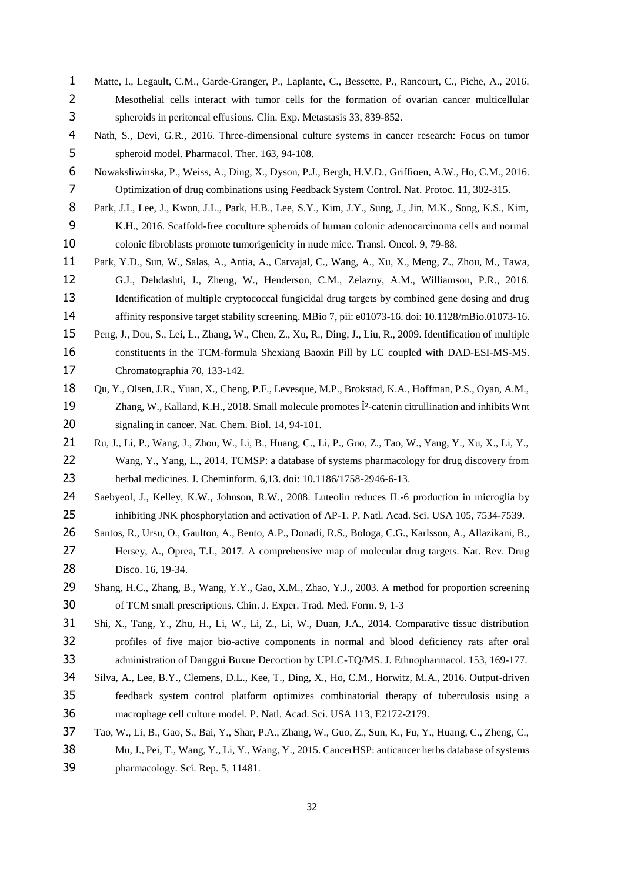Matte, I., Legault, C.M., Garde-Granger, P., Laplante, C., Bessette, P., Rancourt, C., Piche, A., 2016. Mesothelial cells interact with tumor cells for the formation of ovarian cancer multicellular spheroids in peritoneal effusions. Clin. Exp. Metastasis 33, 839-852.

Nath, S., Devi, G.R., 2016. Three-dimensional culture systems in cancer research: Focus on tumor spheroid model. Pharmacol. Ther. 163, 94-108.

Nowaksliwinska, P., Weiss, A., Ding, X., Dyson, P.J., Bergh, H.V.D., Griffioen, A.W., Ho, C.M., 2016. Optimization of drug combinations using Feedback System Control. Nat. Protoc. 11, 302-315.

Park, J.I., Lee, J., Kwon, J.L., Park, H.B., Lee, S.Y., Kim, J.Y., Sung, J., Jin, M.K., Song, K.S., Kim, K.H., 2016. Scaffold-free coculture spheroids of human colonic adenocarcinoma cells and normal colonic fibroblasts promote tumorigenicity in nude mice. Transl. Oncol. 9, 79-88.

Park, Y.D., Sun, W., Salas, A., Antia, A., Carvajal, C., Wang, A., Xu, X., Meng, Z., Zhou, M., Tawa, G.J., Dehdashti, J., Zheng, W., Henderson, C.M., Zelazny, A.M., Williamson, P.R., 2016. Identification of multiple cryptococcal fungicidal drug targets by combined gene dosing and drug affinity responsive target stability screening. MBio 7, pii: e01073-16. doi: 10.1128/mBio.01073-16.

Peng, J., Dou, S., Lei, L., Zhang, W., Chen, Z., Xu, R., Ding, J., Liu, R., 2009. Identification of multiple constituents in the TCM-formula Shexiang Baoxin Pill by LC coupled with DAD-ESI-MS-MS. Chromatographia 70, 133-142.

Qu, Y., Olsen, J.R., Yuan, X., Cheng, P.F., Levesque, M.P., Brokstad, K.A., Hoffman, P.S., Oyan, A.M., Zhang, W., Kalland, K.H., 2018. Small molecule promotes Î²-catenin citrullination and inhibits Wnt signaling in cancer. Nat. Chem. Biol. 14, 94-101.

Ru, J., Li, P., Wang, J., Zhou, W., Li, B., Huang, C., Li, P., Guo, Z., Tao, W., Yang, Y., Xu, X., Li, Y., Wang, Y., Yang, L., 2014. TCMSP: a database of systems pharmacology for drug discovery from herbal medicines. J. Cheminform. 6,13. doi: 10.1186/1758-2946-6-13.

Saebyeol, J., Kelley, K.W., Johnson, R.W., 2008. Luteolin reduces IL-6 production in microglia by inhibiting JNK phosphorylation and activation of AP-1. P. Natl. Acad. Sci. USA 105, 7534-7539.

Santos, R., Ursu, O., Gaulton, A., Bento, A.P., Donadi, R.S., Bologa, C.G., Karlsson, A., Allazikani, B., Hersey, A., Oprea, T.I., 2017. A comprehensive map of molecular drug targets. Nat. Rev. Drug Disco. 16, 19-34.

Shang, H.C., Zhang, B., Wang, Y.Y., Gao, X.M., Zhao, Y.J., 2003. A method for proportion screening of TCM small prescriptions. Chin. J. Exper. Trad. Med. Form. 9, 1-3

Shi, X., Tang, Y., Zhu, H., Li, W., Li, Z., Li, W., Duan, J.A., 2014. Comparative tissue distribution profiles of five major bio-active components in normal and blood deficiency rats after oral administration of Danggui Buxue Decoction by UPLC-TQ/MS. J. Ethnopharmacol. 153, 169-177.

Silva, A., Lee, B.Y., Clemens, D.L., Kee, T., Ding, X., Ho, C.M., Horwitz, M.A., 2016. Output-driven feedback system control platform optimizes combinatorial therapy of tuberculosis using a macrophage cell culture model. P. Natl. Acad. Sci. USA 113, E2172-2179.

Tao, W., Li, B., Gao, S., Bai, Y., Shar, P.A., Zhang, W., Guo, Z., Sun, K., Fu, Y., Huang, C., Zheng, C., Mu, J., Pei, T., Wang, Y., Li, Y., Wang, Y., 2015. CancerHSP: anticancer herbs database of systems pharmacology. Sci. Rep. 5, 11481.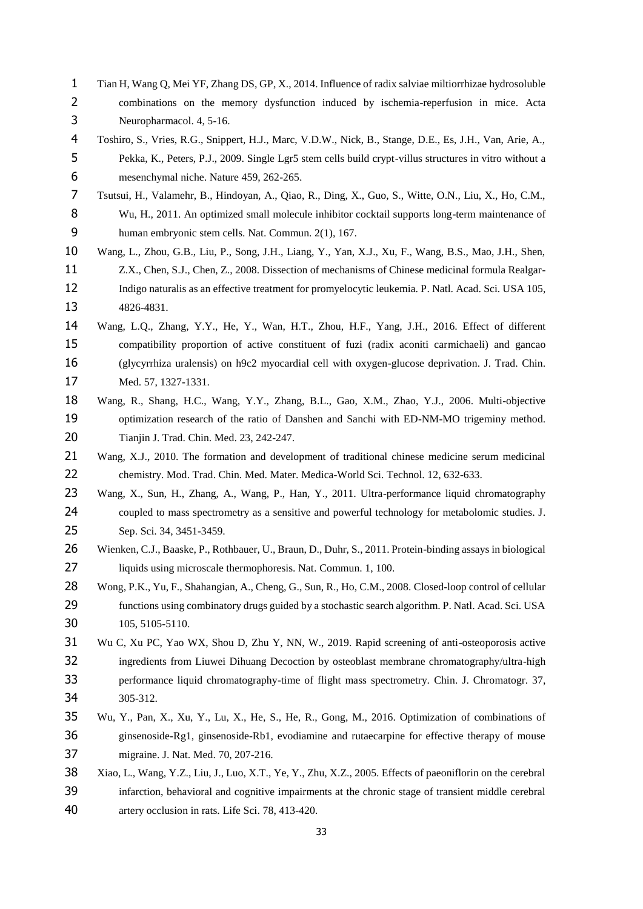Tian H, Wang Q, Mei YF, Zhang DS, GP, X., 2014. Influence of radix salviae miltiorrhizae hydrosoluble combinations on the memory dysfunction induced by ischemia-reperfusion in mice. Acta Neuropharmacol. 4, 5-16.

Toshiro, S., Vries, R.G., Snippert, H.J., Marc, V.D.W., Nick, B., Stange, D.E., Es, J.H., Van, Arie, A., Pekka, K., Peters, P.J., 2009. Single Lgr5 stem cells build crypt-villus structures in vitro without a mesenchymal niche. Nature 459, 262-265.

Tsutsui, H., Valamehr, B., Hindoyan, A., Qiao, R., Ding, X., Guo, S., Witte, O.N., Liu, X., Ho, C.M., Wu, H., 2011. An optimized small molecule inhibitor cocktail supports long-term maintenance of human embryonic stem cells. Nat. Commun. 2(1), 167.

Wang, L., Zhou, G.B., Liu, P., Song, J.H., Liang, Y., Yan, X.J., Xu, F., Wang, B.S., Mao, J.H., Shen, Z.X., Chen, S.J., Chen, Z., 2008. Dissection of mechanisms of Chinese medicinal formula Realgar-Indigo naturalis as an effective treatment for promyelocytic leukemia. P. Natl. Acad. Sci. USA 105, 4826-4831.

Wang, L.Q., Zhang, Y.Y., He, Y., Wan, H.T., Zhou, H.F., Yang, J.H., 2016. Effect of different compatibility proportion of active constituent of fuzi (radix aconiti carmichaeli) and gancao (glycyrrhiza uralensis) on h9c2 myocardial cell with oxygen-glucose deprivation. J. Trad. Chin. Med. 57, 1327-1331.

Wang, R., Shang, H.C., Wang, Y.Y., Zhang, B.L., Gao, X.M., Zhao, Y.J., 2006. Multi-objective optimization research of the ratio of Danshen and Sanchi with ED-NM-MO trigeminy method. Tianjin J. Trad. Chin. Med. 23, 242-247.

Wang, X.J., 2010. The formation and development of traditional chinese medicine serum medicinal chemistry. Mod. Trad. Chin. Med. Mater. Medica-World Sci. Technol. 12, 632-633.

Wang, X., Sun, H., Zhang, A., Wang, P., Han, Y., 2011. Ultra-performance liquid chromatography coupled to mass spectrometry as a sensitive and powerful technology for metabolomic studies. J. Sep. Sci. 34, 3451-3459.

Wienken, C.J., Baaske, P., Rothbauer, U., Braun, D., Duhr, S., 2011. Protein-binding assays in biological liquids using microscale thermophoresis. Nat. Commun. 1, 100.

Wong, P.K., Yu, F., Shahangian, A., Cheng, G., Sun, R., Ho, C.M., 2008. Closed-loop control of cellular functions using combinatory drugs guided by a stochastic search algorithm. P. Natl. Acad. Sci. USA 105, 5105-5110.

Wu C, Xu PC, Yao WX, Shou D, Zhu Y, NN, W., 2019. Rapid screening of anti-osteoporosis active ingredients from Liuwei Dihuang Decoction by osteoblast membrane chromatography/ultra-high performance liquid chromatography-time of flight mass spectrometry. Chin. J. Chromatogr. 37, 305-312.

Wu, Y., Pan, X., Xu, Y., Lu, X., He, S., He, R., Gong, M., 2016. Optimization of combinations of ginsenoside-Rg1, ginsenoside-Rb1, evodiamine and rutaecarpine for effective therapy of mouse migraine. J. Nat. Med. 70, 207-216.

Xiao, L., Wang, Y.Z., Liu, J., Luo, X.T., Ye, Y., Zhu, X.Z., 2005. Effects of paeoniflorin on the cerebral infarction, behavioral and cognitive impairments at the chronic stage of transient middle cerebral artery occlusion in rats. Life Sci. 78, 413-420.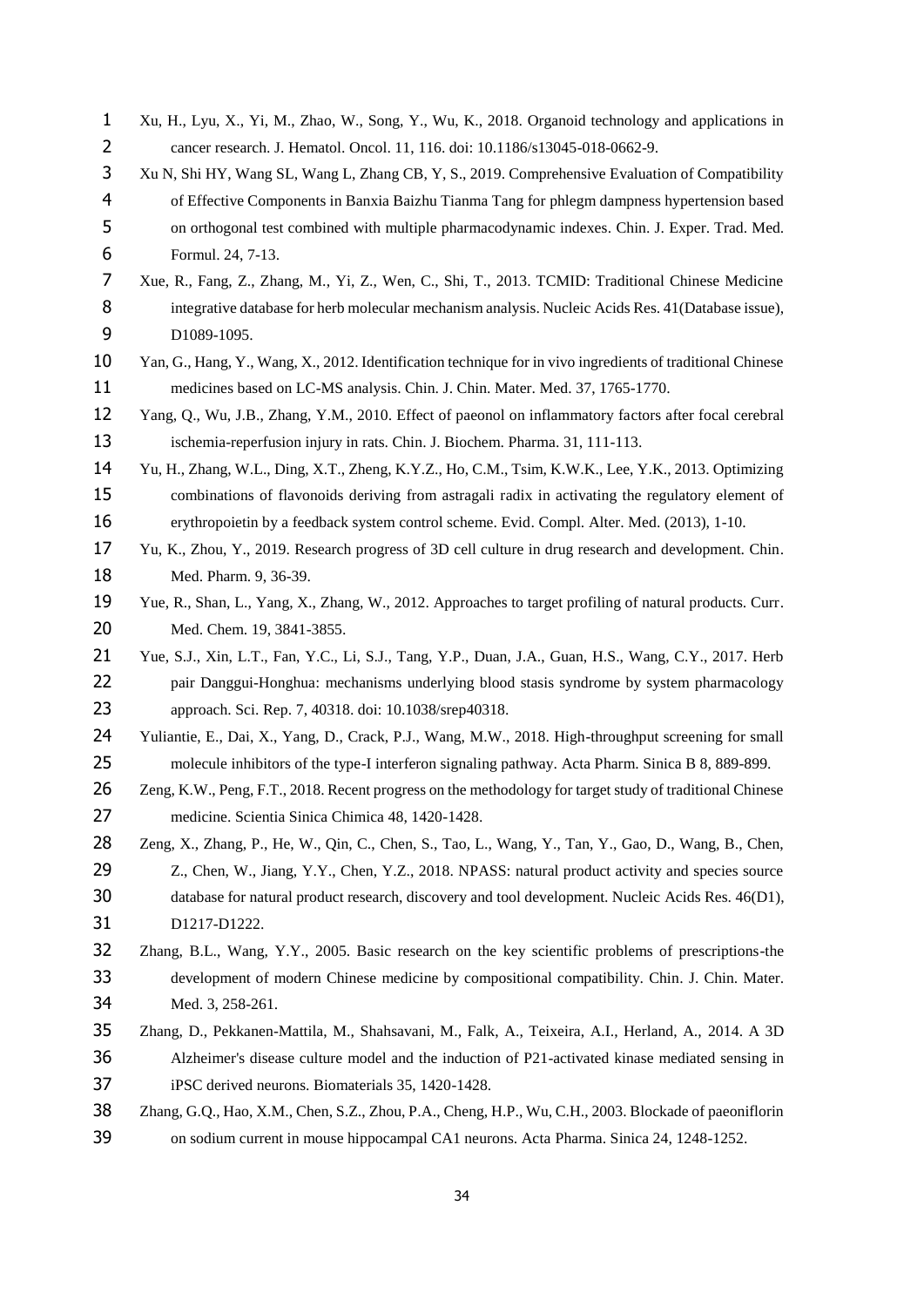Xu, H., Lyu, X., Yi, M., Zhao, W., Song, Y., Wu, K., 2018. Organoid technology and applications in cancer research. J. Hematol. Oncol. 11, 116. doi: 10.1186/s13045-018-0662-9.

Xu N, Shi HY, Wang SL, Wang L, Zhang CB, Y, S., 2019. Comprehensive Evaluation of Compatibility of Effective Components in Banxia Baizhu Tianma Tang for phlegm dampness hypertension based on orthogonal test combined with multiple pharmacodynamic indexes. Chin. J. Exper. Trad. Med. Formul. 24, 7-13.

Xue, R., Fang, Z., Zhang, M., Yi, Z., Wen, C., Shi, T., 2013. TCMID: Traditional Chinese Medicine integrative database for herb molecular mechanism analysis. Nucleic Acids Res. 41(Database issue), D1089-1095.

Yan, G., Hang, Y., Wang, X., 2012. Identification technique for in vivo ingredients of traditional Chinese medicines based on LC-MS analysis. Chin. J. Chin. Mater. Med. 37, 1765-1770.

Yang, Q., Wu, J.B., Zhang, Y.M., 2010. Effect of paeonol on inflammatory factors after focal cerebral ischemia-reperfusion injury in rats. Chin. J. Biochem. Pharma. 31, 111-113.

Yu, H., Zhang, W.L., Ding, X.T., Zheng, K.Y.Z., Ho, C.M., Tsim, K.W.K., Lee, Y.K., 2013. Optimizing combinations of flavonoids deriving from astragali radix in activating the regulatory element of erythropoietin by a feedback system control scheme. Evid. Compl. Alter. Med. (2013), 1-10.

Yu, K., Zhou, Y., 2019. Research progress of 3D cell culture in drug research and development. Chin. Med. Pharm. 9, 36-39.

Yue, R., Shan, L., Yang, X., Zhang, W., 2012. Approaches to target profiling of natural products. Curr. Med. Chem. 19, 3841-3855.

Yue, S.J., Xin, L.T., Fan, Y.C., Li, S.J., Tang, Y.P., Duan, J.A., Guan, H.S., Wang, C.Y., 2017. Herb pair Danggui-Honghua: mechanisms underlying blood stasis syndrome by system pharmacology approach. Sci. Rep. 7, 40318. doi: 10.1038/srep40318.

Yuliantie, E., Dai, X., Yang, D., Crack, P.J., Wang, M.W., 2018. High-throughput screening for small molecule inhibitors of the type-I interferon signaling pathway. Acta Pharm. Sinica B 8, 889-899.

Zeng, K.W., Peng, F.T., 2018. Recent progress on the methodology for target study of traditional Chinese medicine. Scientia Sinica Chimica 48, 1420-1428.

Zeng, X., Zhang, P., He, W., Qin, C., Chen, S., Tao, L., Wang, Y., Tan, Y., Gao, D., Wang, B., Chen, Z., Chen, W., Jiang, Y.Y., Chen, Y.Z., 2018. NPASS: natural product activity and species source database for natural product research, discovery and tool development. Nucleic Acids Res. 46(D1), D1217-D1222.

Zhang, B.L., Wang, Y.Y., 2005. Basic research on the key scientific problems of prescriptions-the development of modern Chinese medicine by compositional compatibility. Chin. J. Chin. Mater. Med. 3, 258-261.

Zhang, D., Pekkanen-Mattila, M., Shahsavani, M., Falk, A., Teixeira, A.I., Herland, A., 2014. A 3D Alzheimer's disease culture model and the induction of P21-activated kinase mediated sensing in iPSC derived neurons. Biomaterials 35, 1420-1428.

Zhang, G.Q., Hao, X.M., Chen, S.Z., Zhou, P.A., Cheng, H.P., Wu, C.H., 2003. Blockade of paeoniflorin on sodium current in mouse hippocampal CA1 neurons. Acta Pharma. Sinica 24, 1248-1252.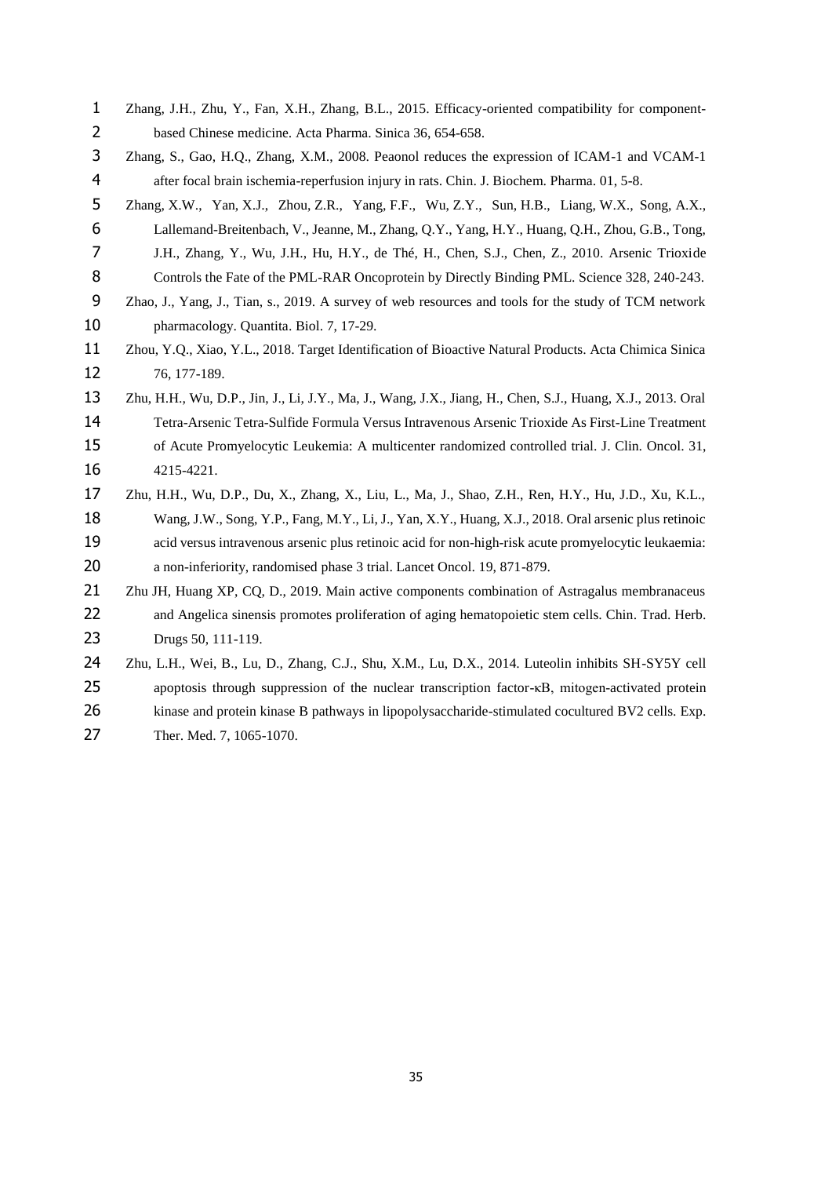Zhang, J.H., Zhu, Y., Fan, X.H., Zhang, B.L., 2015. Efficacy-oriented compatibility for component-based Chinese medicine. Acta Pharma. Sinica 36, 654-658.

Zhang, S., Gao, H.Q., Zhang, X.M., 2008. Peaonol reduces the expression of ICAM-1 and VCAM-1 after focal brain ischemia-reperfusion injury in rats. Chin. J. Biochem. Pharma. 01, 5-8.

Zhang, X.W., Yan, X.J., Zhou, Z.R., Yang, F.F., Wu, Z.Y., Sun, H.B., Liang, W.X., Song, A.X., Lallemand-Breitenbach, V., Jeanne, M., Zhang, Q.Y., Yang, H.Y., Huang, Q.H., Zhou, G.B., Tong, J.H., Zhang, Y., Wu, J.H., Hu, H.Y., de Thé, H., Chen, S.J., Chen, Z., 2010. Arsenic Trioxide Controls the Fate of the PML-RAR Oncoprotein by Directly Binding PML. Science 328, 240-243.

Zhao, J., Yang, J., Tian, s., 2019. A survey of web resources and tools for the study of TCM network pharmacology. Quantita. Biol. 7, 17-29.

Zhou, Y.Q., Xiao, Y.L., 2018. Target Identification of Bioactive Natural Products. Acta Chimica Sinica 76, 177-189.

Zhu, H.H., Wu, D.P., Jin, J., Li, J.Y., Ma, J., Wang, J.X., Jiang, H., Chen, S.J., Huang, X.J., 2013. Oral Tetra-Arsenic Tetra-Sulfide Formula Versus Intravenous Arsenic Trioxide As First-Line Treatment of Acute Promyelocytic Leukemia: A multicenter randomized controlled trial. J. Clin. Oncol. 31, 4215-4221.

Zhu, H.H., Wu, D.P., Du, X., Zhang, X., Liu, L., Ma, J., Shao, Z.H., Ren, H.Y., Hu, J.D., Xu, K.L., Wang, J.W., Song, Y.P., Fang, M.Y., Li, J., Yan, X.Y., Huang, X.J., 2018. Oral arsenic plus retinoic acid versus intravenous arsenic plus retinoic acid for non-high-risk acute promyelocytic leukaemia: a non-inferiority, randomised phase 3 trial. Lancet Oncol. 19, 871-879.

Zhu JH, Huang XP, CQ, D., 2019. Main active components combination of Astragalus membranaceus and Angelica sinensis promotes proliferation of aging hematopoietic stem cells. Chin. Trad. Herb. Drugs 50, 111-119.

Zhu, L.H., Wei, B., Lu, D., Zhang, C.J., Shu, X.M., Lu, D.X., 2014. Luteolin inhibits SH-SY5Y cell apoptosis through suppression of the nuclear transcription factor-κB, mitogen-activated protein kinase and protein kinase B pathways in lipopolysaccharide-stimulated cocultured BV2 cells. Exp. Ther. Med. 7, 1065-1070.